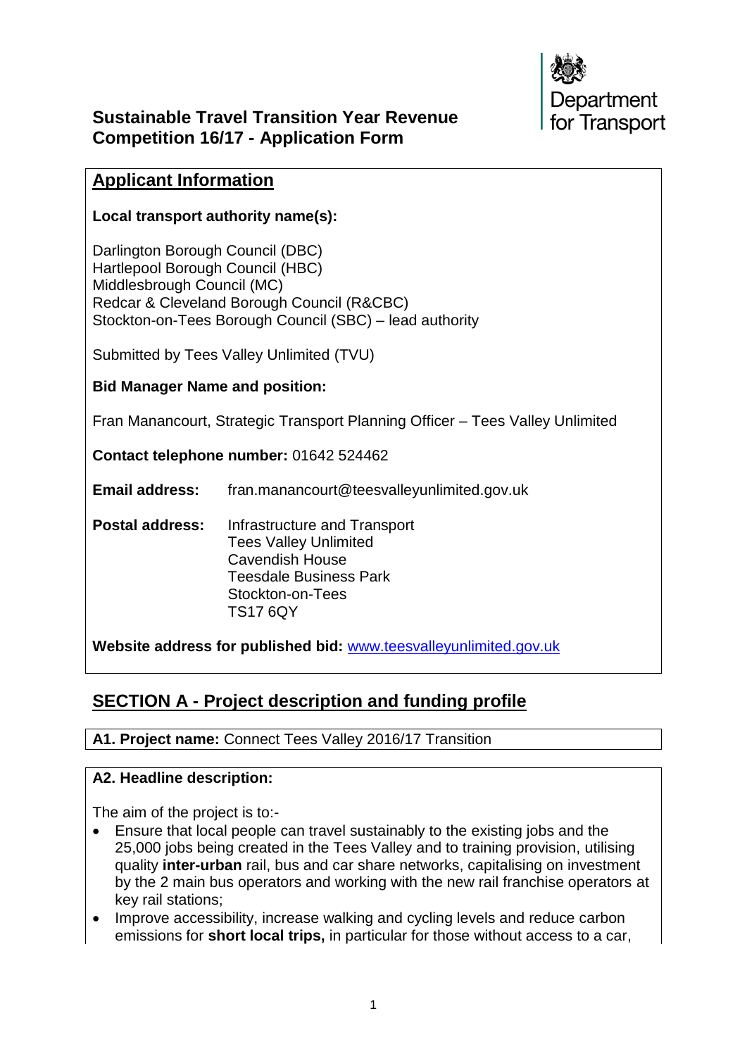# Sustainable Travel Transition Year Revenue Competition 16/17 - Application Form

Department for Transport

## Applicant Information

**Local transport authority name(s):**

Darlington Borough Council (DBC)
Hartlepool Borough Council (HBC)
Middlesbrough Council (MC)
Redcar & Cleveland Borough Council (R&CBC)
Stockton-on-Tees Borough Council (SBC) – lead authority

Submitted by Tees Valley Unlimited (TVU)

**Bid Manager Name and position:**

Fran Manancourt, Strategic Transport Planning Officer – Tees Valley Unlimited

**Contact telephone number:** 01642 524462

**Email address:** fran.manancourt@teesvalleyunlimited.gov.uk

**Postal address:** Infrastructure and Transport
Tees Valley Unlimited
Cavendish House
Teesdale Business Park
Stockton-on-Tees
TS17 6QY

**Website address for published bid:** [www.teesvalleyunlimited.gov.uk](www.teesvalleyunlimited.gov.uk)

## SECTION A - Project description and funding profile

**A1. Project name:** Connect Tees Valley 2016/17 Transition

**A2. Headline description:**

The aim of the project is to:-

- Ensure that local people can travel sustainably to the existing jobs and the 25,000 jobs being created in the Tees Valley and to training provision, utilising quality **inter-urban** rail, bus and car share networks, capitalising on investment by the 2 main bus operators and working with the new rail franchise operators at key rail stations;
- Improve accessibility, increase walking and cycling levels and reduce carbon emissions for **short local trips,** in particular for those without access to a car,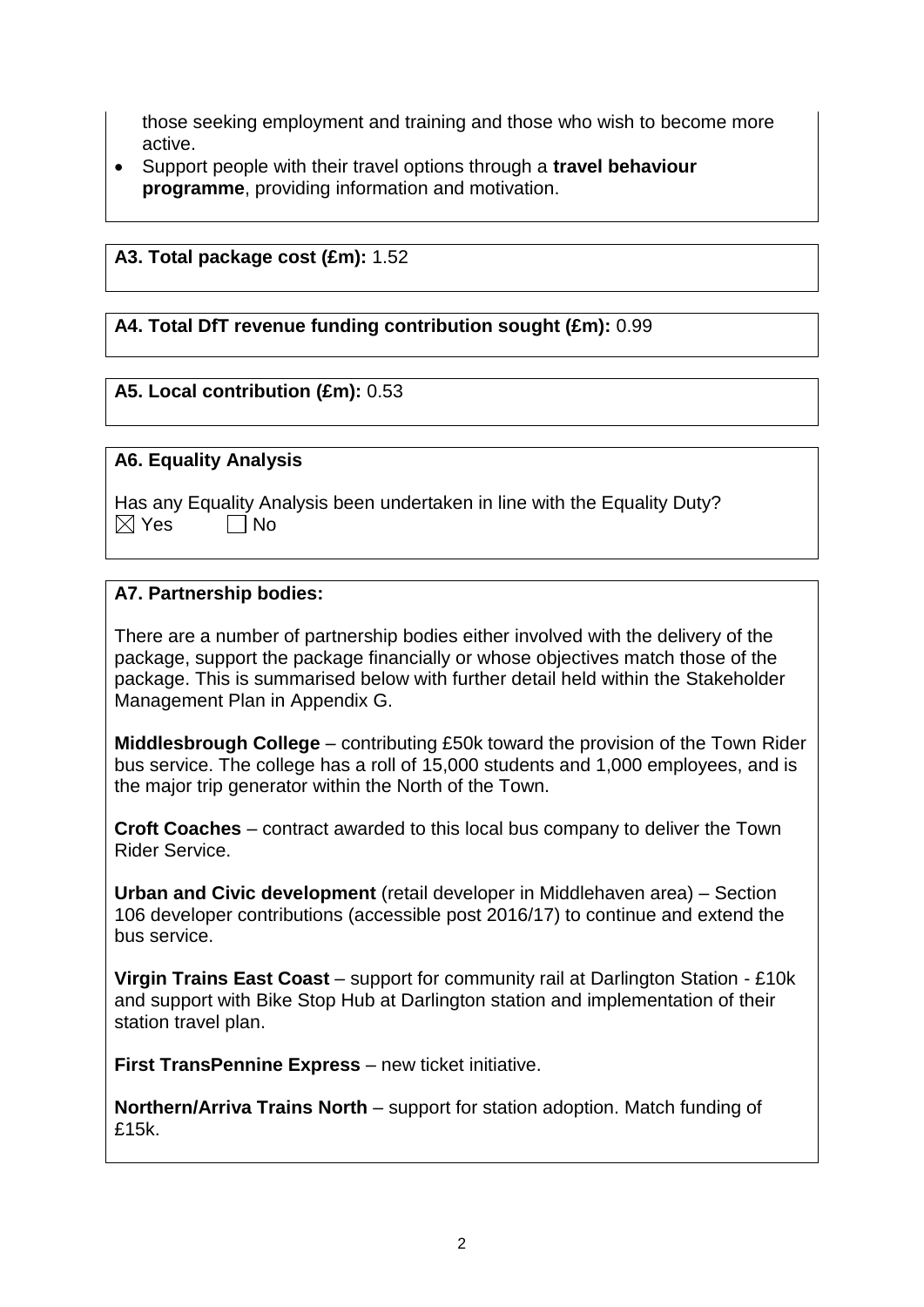those seeking employment and training and those who wish to become more active.

- Support people with their travel options through a **travel behaviour programme**, providing information and motivation.

**A3. Total package cost (£m):** 1.52

**A4. Total DfT revenue funding contribution sought (£m):** 0.99

**A5. Local contribution (£m):** 0.53

**A6. Equality Analysis**

Has any Equality Analysis been undertaken in line with the Equality Duty?
☒ Yes ☐ No

**A7. Partnership bodies:**

There are a number of partnership bodies either involved with the delivery of the package, support the package financially or whose objectives match those of the package. This is summarised below with further detail held within the Stakeholder Management Plan in Appendix G.

**Middlesbrough College** – contributing £50k toward the provision of the Town Rider bus service. The college has a roll of 15,000 students and 1,000 employees, and is the major trip generator within the North of the Town.

**Croft Coaches** – contract awarded to this local bus company to deliver the Town Rider Service.

**Urban and Civic development** (retail developer in Middlehaven area) – Section 106 developer contributions (accessible post 2016/17) to continue and extend the bus service.

**Virgin Trains East Coast** – support for community rail at Darlington Station - £10k and support with Bike Stop Hub at Darlington station and implementation of their station travel plan.

**First TransPennine Express** – new ticket initiative.

**Northern/Arriva Trains North** – support for station adoption. Match funding of £15k.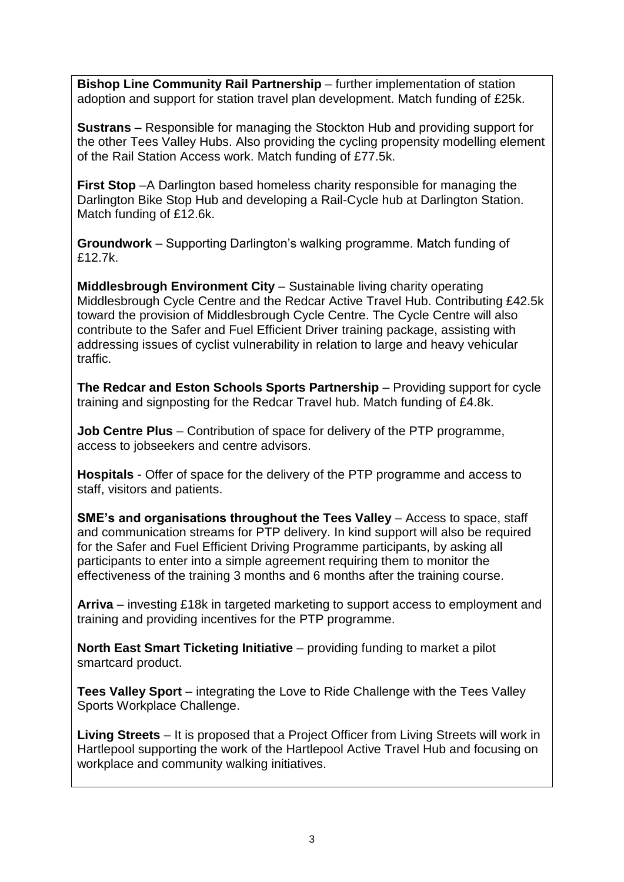**Bishop Line Community Rail Partnership** – further implementation of station adoption and support for station travel plan development. Match funding of £25k.

**Sustrans** – Responsible for managing the Stockton Hub and providing support for the other Tees Valley Hubs. Also providing the cycling propensity modelling element of the Rail Station Access work. Match funding of £77.5k.

**First Stop** –A Darlington based homeless charity responsible for managing the Darlington Bike Stop Hub and developing a Rail-Cycle hub at Darlington Station. Match funding of £12.6k.

**Groundwork** – Supporting Darlington's walking programme. Match funding of £12.7k.

**Middlesbrough Environment City** – Sustainable living charity operating Middlesbrough Cycle Centre and the Redcar Active Travel Hub. Contributing £42.5k toward the provision of Middlesbrough Cycle Centre. The Cycle Centre will also contribute to the Safer and Fuel Efficient Driver training package, assisting with addressing issues of cyclist vulnerability in relation to large and heavy vehicular traffic.

**The Redcar and Eston Schools Sports Partnership** – Providing support for cycle training and signposting for the Redcar Travel hub. Match funding of £4.8k.

**Job Centre Plus** – Contribution of space for delivery of the PTP programme, access to jobseekers and centre advisors.

**Hospitals** - Offer of space for the delivery of the PTP programme and access to staff, visitors and patients.

**SME's and organisations throughout the Tees Valley** – Access to space, staff and communication streams for PTP delivery. In kind support will also be required for the Safer and Fuel Efficient Driving Programme participants, by asking all participants to enter into a simple agreement requiring them to monitor the effectiveness of the training 3 months and 6 months after the training course.

**Arriva** – investing £18k in targeted marketing to support access to employment and training and providing incentives for the PTP programme.

**North East Smart Ticketing Initiative** – providing funding to market a pilot smartcard product.

**Tees Valley Sport** – integrating the Love to Ride Challenge with the Tees Valley Sports Workplace Challenge.

**Living Streets** – It is proposed that a Project Officer from Living Streets will work in Hartlepool supporting the work of the Hartlepool Active Travel Hub and focusing on workplace and community walking initiatives.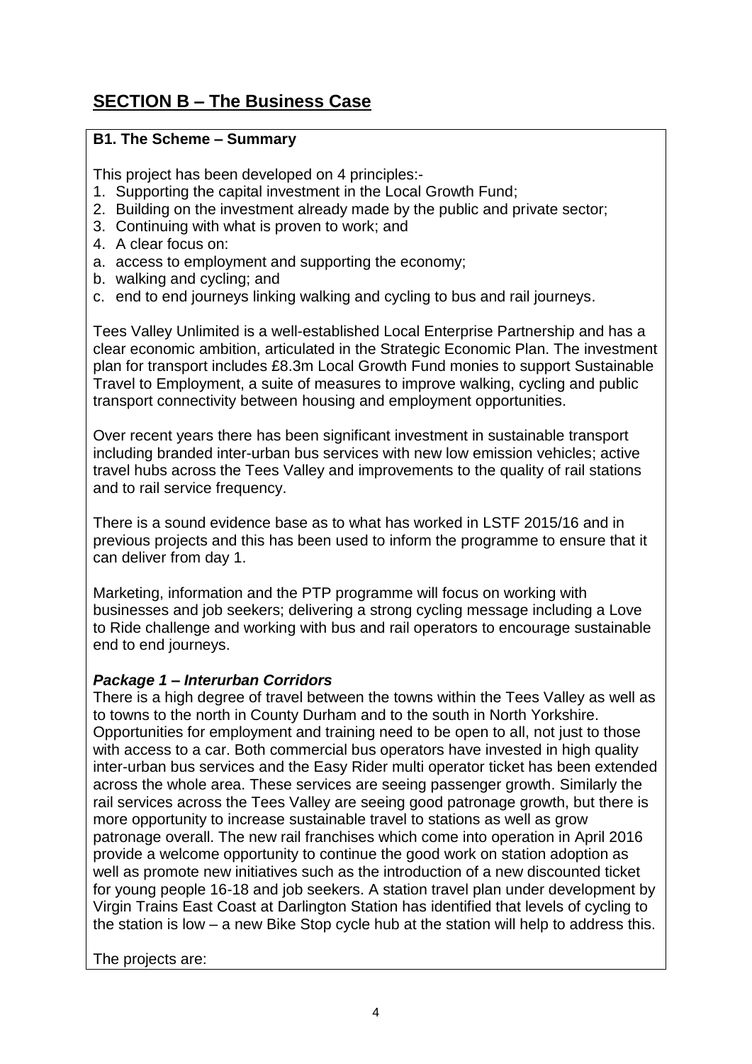## SECTION B – The Business Case

**B1. The Scheme – Summary**

This project has been developed on 4 principles:-

1. Supporting the capital investment in the Local Growth Fund;
2. Building on the investment already made by the public and private sector;
3. Continuing with what is proven to work; and
4. A clear focus on:

a. access to employment and supporting the economy;
b. walking and cycling; and
c. end to end journeys linking walking and cycling to bus and rail journeys.

Tees Valley Unlimited is a well-established Local Enterprise Partnership and has a clear economic ambition, articulated in the Strategic Economic Plan. The investment plan for transport includes £8.3m Local Growth Fund monies to support Sustainable Travel to Employment, a suite of measures to improve walking, cycling and public transport connectivity between housing and employment opportunities.

Over recent years there has been significant investment in sustainable transport including branded inter-urban bus services with new low emission vehicles; active travel hubs across the Tees Valley and improvements to the quality of rail stations and to rail service frequency.

There is a sound evidence base as to what has worked in LSTF 2015/16 and in previous projects and this has been used to inform the programme to ensure that it can deliver from day 1.

Marketing, information and the PTP programme will focus on working with businesses and job seekers; delivering a strong cycling message including a Love to Ride challenge and working with bus and rail operators to encourage sustainable end to end journeys.

***Package 1 – Interurban Corridors***

There is a high degree of travel between the towns within the Tees Valley as well as to towns to the north in County Durham and to the south in North Yorkshire. Opportunities for employment and training need to be open to all, not just to those with access to a car. Both commercial bus operators have invested in high quality inter-urban bus services and the Easy Rider multi operator ticket has been extended across the whole area. These services are seeing passenger growth. Similarly the rail services across the Tees Valley are seeing good patronage growth, but there is more opportunity to increase sustainable travel to stations as well as grow patronage overall. The new rail franchises which come into operation in April 2016 provide a welcome opportunity to continue the good work on station adoption as well as promote new initiatives such as the introduction of a new discounted ticket for young people 16-18 and job seekers. A station travel plan under development by Virgin Trains East Coast at Darlington Station has identified that levels of cycling to the station is low – a new Bike Stop cycle hub at the station will help to address this.

The projects are: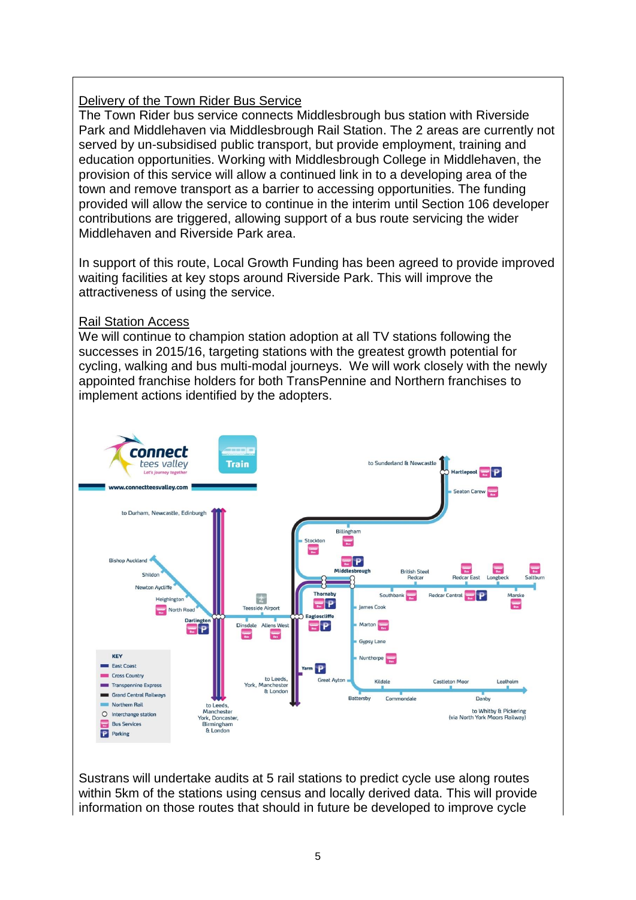## Delivery of the Town Rider Bus Service

The Town Rider bus service connects Middlesbrough bus station with Riverside Park and Middlehaven via Middlesbrough Rail Station. The 2 areas are currently not served by un-subsidised public transport, but provide employment, training and education opportunities. Working with Middlesbrough College in Middlehaven, the provision of this service will allow a continued link in to a developing area of the town and remove transport as a barrier to accessing opportunities. The funding provided will allow the service to continue in the interim until Section 106 developer contributions are triggered, allowing support of a bus route servicing the wider Middlehaven and Riverside Park area.

In support of this route, Local Growth Funding has been agreed to provide improved waiting facilities at key stops around Riverside Park. This will improve the attractiveness of using the service.

## Rail Station Access

We will continue to champion station adoption at all TV stations following the successes in 2015/16, targeting stations with the greatest growth potential for cycling, walking and bus multi-modal journeys. We will work closely with the newly appointed franchise holders for both TransPennine and Northern franchises to implement actions identified by the adopters.

Sustrans will undertake audits at 5 rail stations to predict cycle use along routes within 5km of the stations using census and locally derived data. This will provide information on those routes that should in future be developed to improve cycle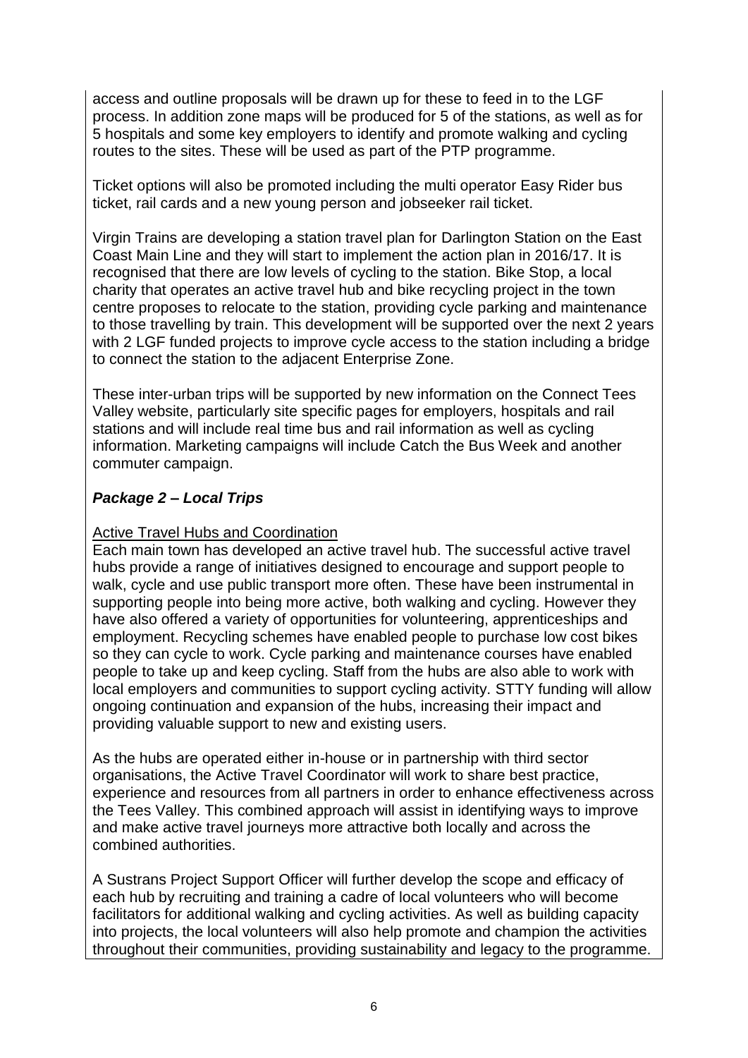access and outline proposals will be drawn up for these to feed in to the LGF process. In addition zone maps will be produced for 5 of the stations, as well as for 5 hospitals and some key employers to identify and promote walking and cycling routes to the sites. These will be used as part of the PTP programme.

Ticket options will also be promoted including the multi operator Easy Rider bus ticket, rail cards and a new young person and jobseeker rail ticket.

Virgin Trains are developing a station travel plan for Darlington Station on the East Coast Main Line and they will start to implement the action plan in 2016/17. It is recognised that there are low levels of cycling to the station. Bike Stop, a local charity that operates an active travel hub and bike recycling project in the town centre proposes to relocate to the station, providing cycle parking and maintenance to those travelling by train. This development will be supported over the next 2 years with 2 LGF funded projects to improve cycle access to the station including a bridge to connect the station to the adjacent Enterprise Zone.

These inter-urban trips will be supported by new information on the Connect Tees Valley website, particularly site specific pages for employers, hospitals and rail stations and will include real time bus and rail information as well as cycling information. Marketing campaigns will include Catch the Bus Week and another commuter campaign.

### ***Package 2 – Local Trips***

<u>Active Travel Hubs and Coordination</u>

Each main town has developed an active travel hub. The successful active travel hubs provide a range of initiatives designed to encourage and support people to walk, cycle and use public transport more often. These have been instrumental in supporting people into being more active, both walking and cycling. However they have also offered a variety of opportunities for volunteering, apprenticeships and employment. Recycling schemes have enabled people to purchase low cost bikes so they can cycle to work. Cycle parking and maintenance courses have enabled people to take up and keep cycling. Staff from the hubs are also able to work with local employers and communities to support cycling activity. STTY funding will allow ongoing continuation and expansion of the hubs, increasing their impact and providing valuable support to new and existing users.

As the hubs are operated either in-house or in partnership with third sector organisations, the Active Travel Coordinator will work to share best practice, experience and resources from all partners in order to enhance effectiveness across the Tees Valley. This combined approach will assist in identifying ways to improve and make active travel journeys more attractive both locally and across the combined authorities.

A Sustrans Project Support Officer will further develop the scope and efficacy of each hub by recruiting and training a cadre of local volunteers who will become facilitators for additional walking and cycling activities. As well as building capacity into projects, the local volunteers will also help promote and champion the activities throughout their communities, providing sustainability and legacy to the programme.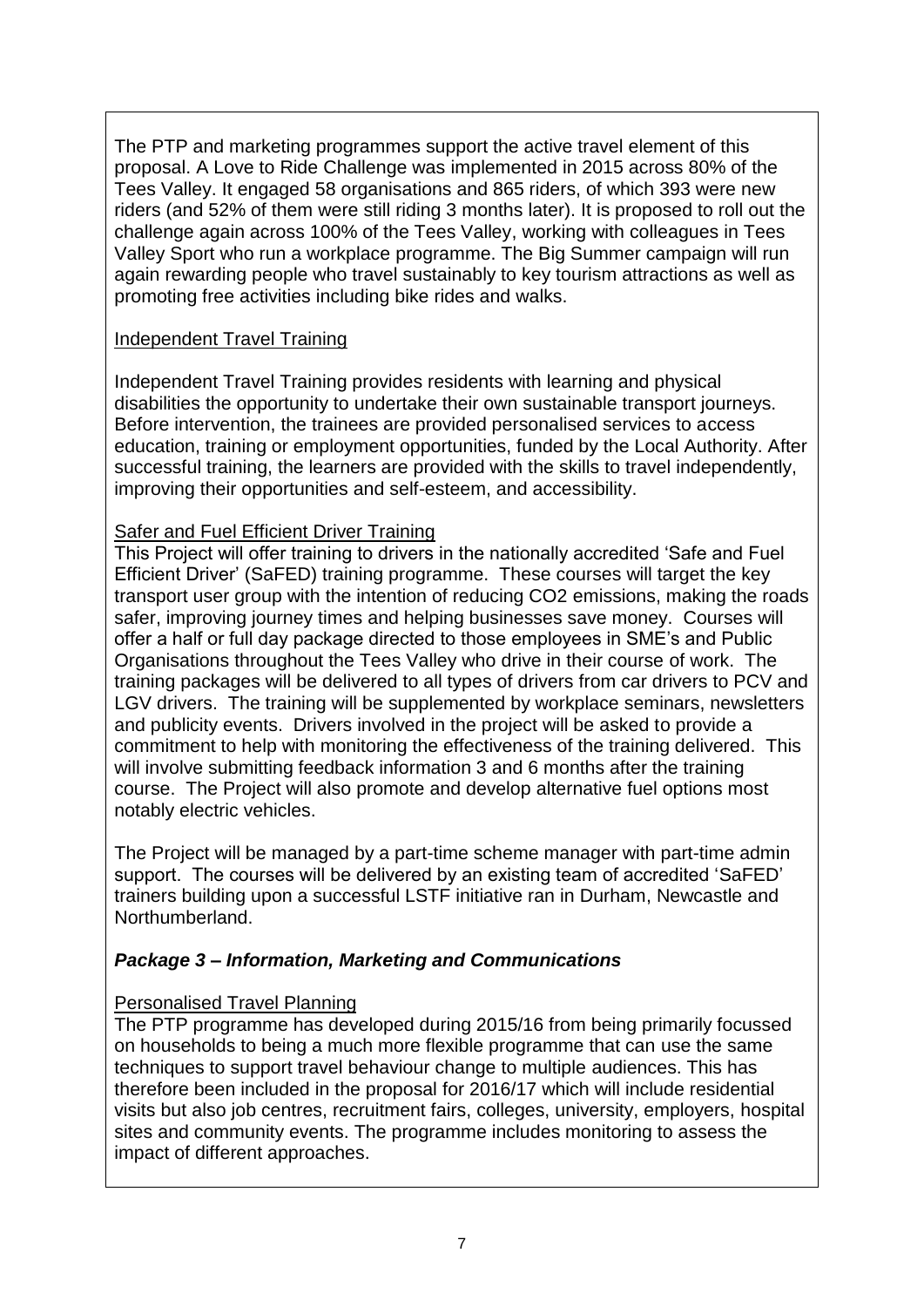The PTP and marketing programmes support the active travel element of this proposal. A Love to Ride Challenge was implemented in 2015 across 80% of the Tees Valley. It engaged 58 organisations and 865 riders, of which 393 were new riders (and 52% of them were still riding 3 months later). It is proposed to roll out the challenge again across 100% of the Tees Valley, working with colleagues in Tees Valley Sport who run a workplace programme. The Big Summer campaign will run again rewarding people who travel sustainably to key tourism attractions as well as promoting free activities including bike rides and walks.

Independent Travel Training

Independent Travel Training provides residents with learning and physical disabilities the opportunity to undertake their own sustainable transport journeys. Before intervention, the trainees are provided personalised services to access education, training or employment opportunities, funded by the Local Authority. After successful training, the learners are provided with the skills to travel independently, improving their opportunities and self-esteem, and accessibility.

Safer and Fuel Efficient Driver Training

This Project will offer training to drivers in the nationally accredited 'Safe and Fuel Efficient Driver' (SaFED) training programme. These courses will target the key transport user group with the intention of reducing $CO_2$ emissions, making the roads safer, improving journey times and helping businesses save money. Courses will offer a half or full day package directed to those employees in SME's and Public Organisations throughout the Tees Valley who drive in their course of work. The training packages will be delivered to all types of drivers from car drivers to PCV and LGV drivers. The training will be supplemented by workplace seminars, newsletters and publicity events. Drivers involved in the project will be asked to provide a commitment to help with monitoring the effectiveness of the training delivered. This will involve submitting feedback information 3 and 6 months after the training course. The Project will also promote and develop alternative fuel options most notably electric vehicles.

The Project will be managed by a part-time scheme manager with part-time admin support. The courses will be delivered by an existing team of accredited 'SaFED' trainers building upon a successful LSTF initiative ran in Durham, Newcastle and Northumberland.

***Package 3 – Information, Marketing and Communications***

Personalised Travel Planning

The PTP programme has developed during 2015/16 from being primarily focussed on households to being a much more flexible programme that can use the same techniques to support travel behaviour change to multiple audiences. This has therefore been included in the proposal for 2016/17 which will include residential visits but also job centres, recruitment fairs, colleges, university, employers, hospital sites and community events. The programme includes monitoring to assess the impact of different approaches.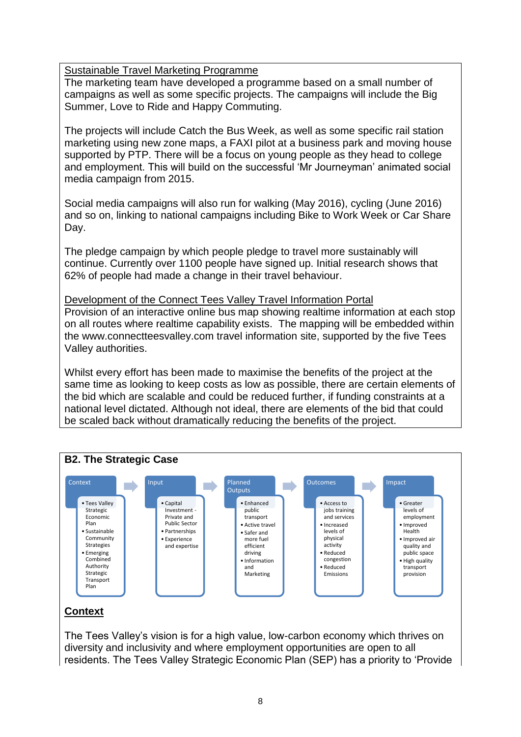Sustainable Travel Marketing Programme

The marketing team have developed a programme based on a small number of campaigns as well as some specific projects. The campaigns will include the Big Summer, Love to Ride and Happy Commuting.

The projects will include Catch the Bus Week, as well as some specific rail station marketing using new zone maps, a FAXI pilot at a business park and moving house supported by PTP. There will be a focus on young people as they head to college and employment. This will build on the successful 'Mr Journeyman' animated social media campaign from 2015.

Social media campaigns will also run for walking (May 2016), cycling (June 2016) and so on, linking to national campaigns including Bike to Work Week or Car Share Day.

The pledge campaign by which people pledge to travel more sustainably will continue. Currently over 1100 people have signed up. Initial research shows that 62% of people had made a change in their travel behaviour.

Development of the Connect Tees Valley Travel Information Portal

Provision of an interactive online bus map showing realtime information at each stop on all routes where realtime capability exists. The mapping will be embedded within the www.connectteesvalley.com travel information site, supported by the five Tees Valley authorities.

Whilst every effort has been made to maximise the benefits of the project at the same time as looking to keep costs as low as possible, there are certain elements of the bid which are scalable and could be reduced further, if funding constraints at a national level dictated. Although not ideal, there are elements of the bid that could be scaled back without dramatically reducing the benefits of the project.

## B2. The Strategic Case

| Context | Input | Planned Outputs | Outcomes | Impact |
|---|---|---|---|---|
| • Tees Valley Strategic Economic Plan<br>• Sustainable Community Strategies<br>• Emerging Combined Authority Strategic Transport Plan | • Capital Investment - Private and Public Sector<br>• Partnerships<br>• Experience and expertise | • Enhanced public transport<br>• Active travel<br>• Safer and more fuel efficient driving<br>• Information and Marketing | • Access to jobs training and services<br>• Increased levels of physical activity<br>• Reduced congestion<br>• Reduced Emissions | • Greater levels of employment<br>• Improved Health<br>• Improved air quality and public space<br>• High quality transport provision |

**Context**

The Tees Valley's vision is for a high value, low-carbon economy which thrives on diversity and inclusivity and where employment opportunities are open to all residents. The Tees Valley Strategic Economic Plan (SEP) has a priority to 'Provide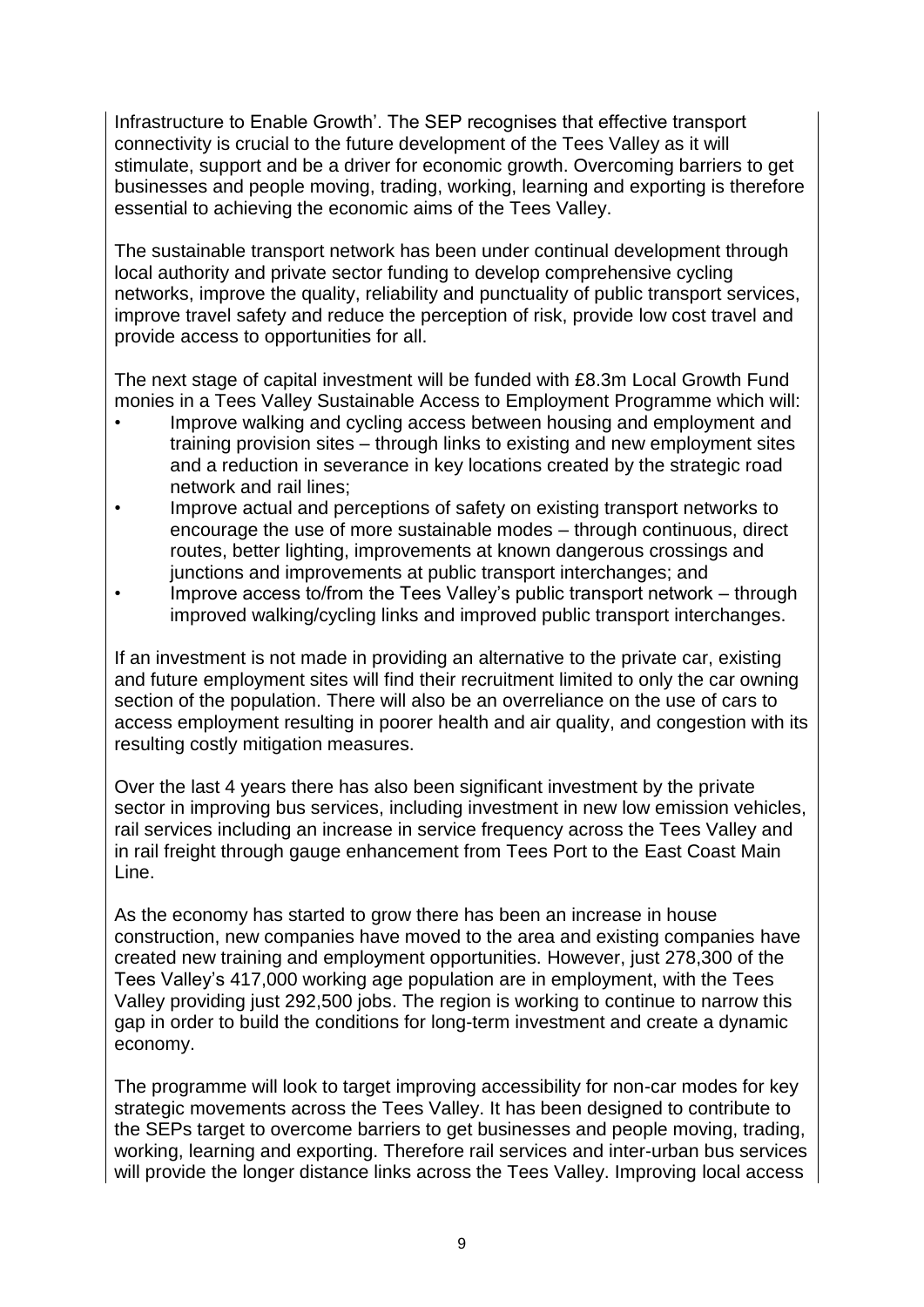Infrastructure to Enable Growth'. The SEP recognises that effective transport connectivity is crucial to the future development of the Tees Valley as it will stimulate, support and be a driver for economic growth. Overcoming barriers to get businesses and people moving, trading, working, learning and exporting is therefore essential to achieving the economic aims of the Tees Valley.

The sustainable transport network has been under continual development through local authority and private sector funding to develop comprehensive cycling networks, improve the quality, reliability and punctuality of public transport services, improve travel safety and reduce the perception of risk, provide low cost travel and provide access to opportunities for all.

The next stage of capital investment will be funded with £8.3m Local Growth Fund monies in a Tees Valley Sustainable Access to Employment Programme which will:

- Improve walking and cycling access between housing and employment and training provision sites – through links to existing and new employment sites and a reduction in severance in key locations created by the strategic road network and rail lines;
- Improve actual and perceptions of safety on existing transport networks to encourage the use of more sustainable modes – through continuous, direct routes, better lighting, improvements at known dangerous crossings and junctions and improvements at public transport interchanges; and
- Improve access to/from the Tees Valley's public transport network – through improved walking/cycling links and improved public transport interchanges.

If an investment is not made in providing an alternative to the private car, existing and future employment sites will find their recruitment limited to only the car owning section of the population. There will also be an overreliance on the use of cars to access employment resulting in poorer health and air quality, and congestion with its resulting costly mitigation measures.

Over the last 4 years there has also been significant investment by the private sector in improving bus services, including investment in new low emission vehicles, rail services including an increase in service frequency across the Tees Valley and in rail freight through gauge enhancement from Tees Port to the East Coast Main Line.

As the economy has started to grow there has been an increase in house construction, new companies have moved to the area and existing companies have created new training and employment opportunities. However, just 278,300 of the Tees Valley's 417,000 working age population are in employment, with the Tees Valley providing just 292,500 jobs. The region is working to continue to narrow this gap in order to build the conditions for long-term investment and create a dynamic economy.

The programme will look to target improving accessibility for non-car modes for key strategic movements across the Tees Valley. It has been designed to contribute to the SEPs target to overcome barriers to get businesses and people moving, trading, working, learning and exporting. Therefore rail services and inter-urban bus services will provide the longer distance links across the Tees Valley. Improving local access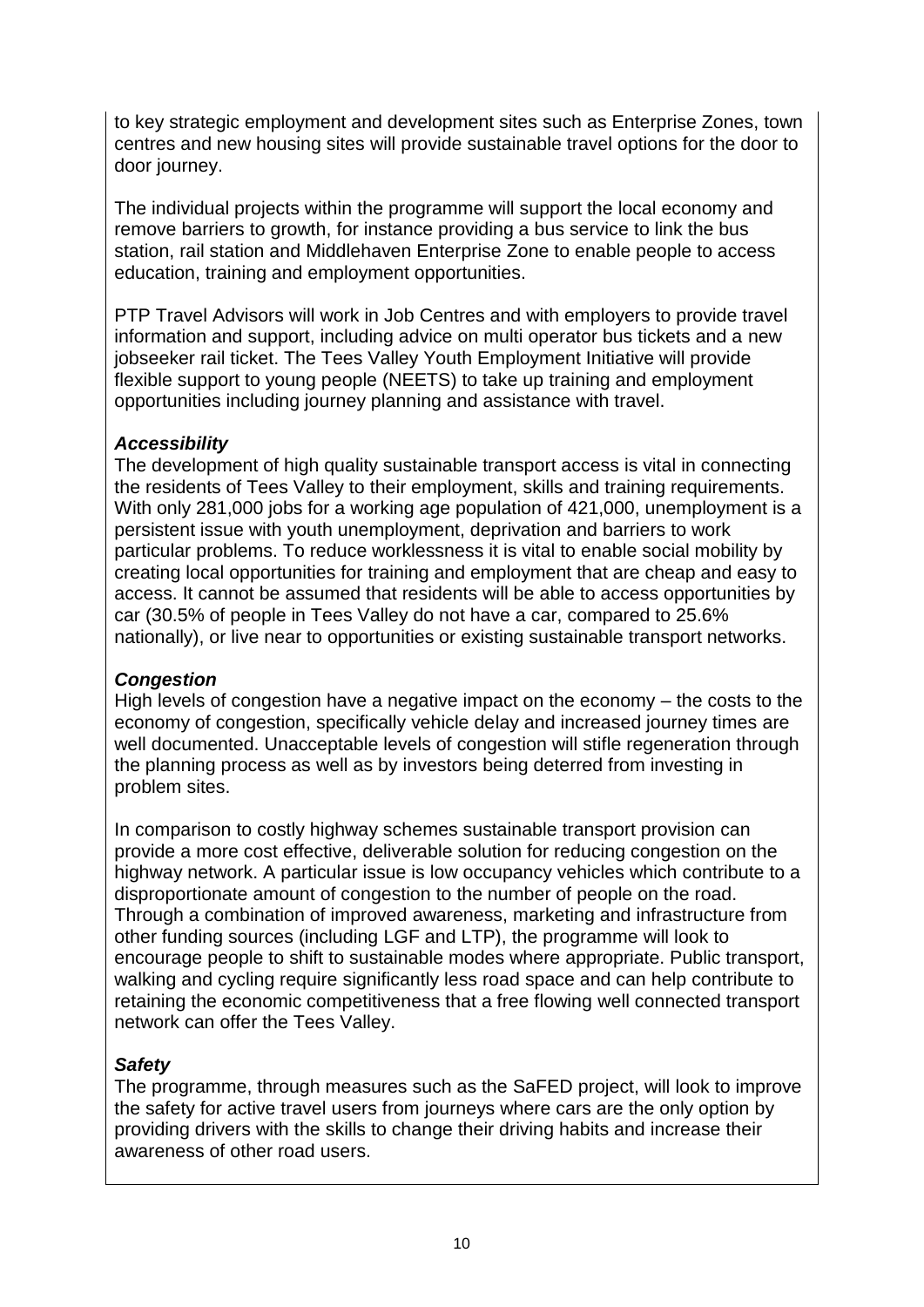to key strategic employment and development sites such as Enterprise Zones, town centres and new housing sites will provide sustainable travel options for the door to door journey.

The individual projects within the programme will support the local economy and remove barriers to growth, for instance providing a bus service to link the bus station, rail station and Middlehaven Enterprise Zone to enable people to access education, training and employment opportunities.

PTP Travel Advisors will work in Job Centres and with employers to provide travel information and support, including advice on multi operator bus tickets and a new jobseeker rail ticket. The Tees Valley Youth Employment Initiative will provide flexible support to young people (NEETS) to take up training and employment opportunities including journey planning and assistance with travel.

***Accessibility***

The development of high quality sustainable transport access is vital in connecting the residents of Tees Valley to their employment, skills and training requirements. With only 281,000 jobs for a working age population of 421,000, unemployment is a persistent issue with youth unemployment, deprivation and barriers to work particular problems. To reduce worklessness it is vital to enable social mobility by creating local opportunities for training and employment that are cheap and easy to access. It cannot be assumed that residents will be able to access opportunities by car (30.5% of people in Tees Valley do not have a car, compared to 25.6% nationally), or live near to opportunities or existing sustainable transport networks.

***Congestion***

High levels of congestion have a negative impact on the economy – the costs to the economy of congestion, specifically vehicle delay and increased journey times are well documented. Unacceptable levels of congestion will stifle regeneration through the planning process as well as by investors being deterred from investing in problem sites.

In comparison to costly highway schemes sustainable transport provision can provide a more cost effective, deliverable solution for reducing congestion on the highway network. A particular issue is low occupancy vehicles which contribute to a disproportionate amount of congestion to the number of people on the road. Through a combination of improved awareness, marketing and infrastructure from other funding sources (including LGF and LTP), the programme will look to encourage people to shift to sustainable modes where appropriate. Public transport, walking and cycling require significantly less road space and can help contribute to retaining the economic competitiveness that a free flowing well connected transport network can offer the Tees Valley.

***Safety***

The programme, through measures such as the SaFED project, will look to improve the safety for active travel users from journeys where cars are the only option by providing drivers with the skills to change their driving habits and increase their awareness of other road users.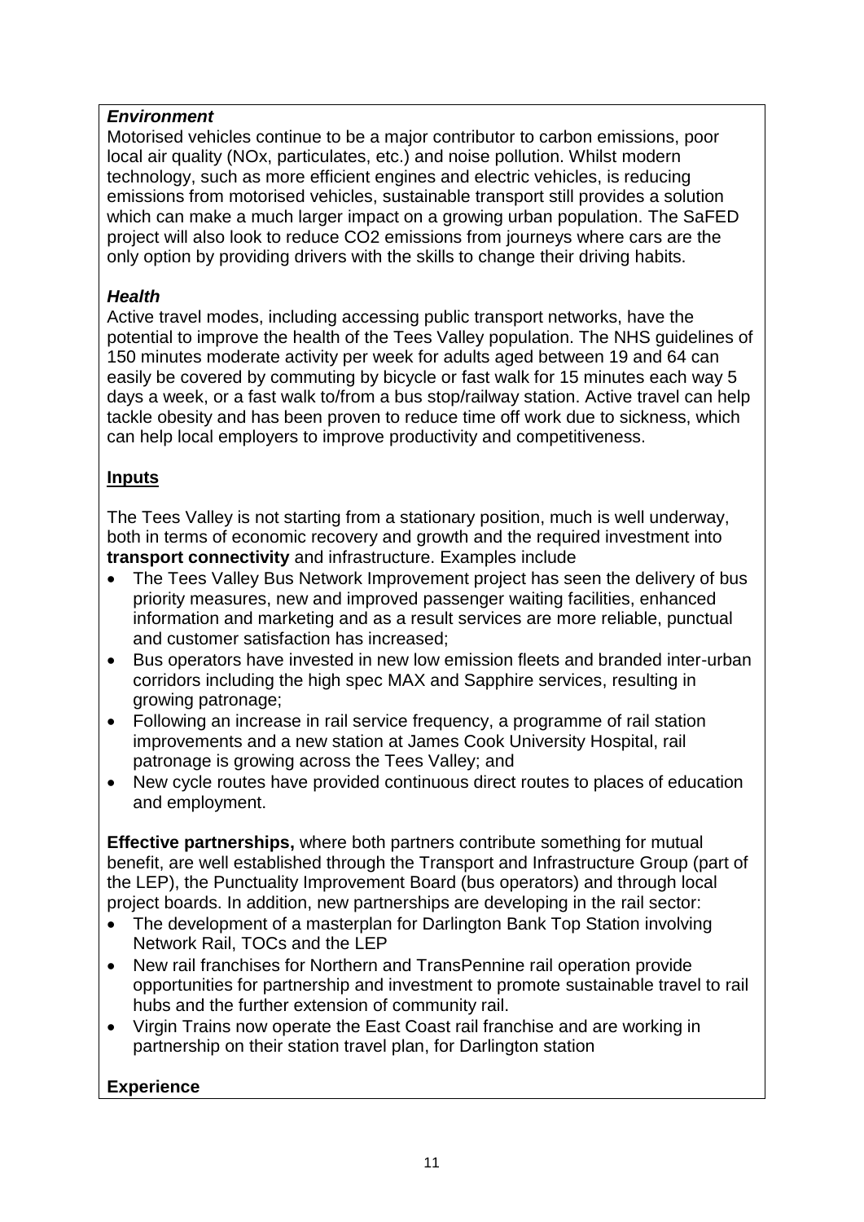***Environment***

Motorised vehicles continue to be a major contributor to carbon emissions, poor local air quality (NOx, particulates, etc.) and noise pollution. Whilst modern technology, such as more efficient engines and electric vehicles, is reducing emissions from motorised vehicles, sustainable transport still provides a solution which can make a much larger impact on a growing urban population. The SaFED project will also look to reduce CO2 emissions from journeys where cars are the only option by providing drivers with the skills to change their driving habits.

***Health***

Active travel modes, including accessing public transport networks, have the potential to improve the health of the Tees Valley population. The NHS guidelines of 150 minutes moderate activity per week for adults aged between 19 and 64 can easily be covered by commuting by bicycle or fast walk for 15 minutes each way 5 days a week, or a fast walk to/from a bus stop/railway station. Active travel can help tackle obesity and has been proven to reduce time off work due to sickness, which can help local employers to improve productivity and competitiveness.

## Inputs

The Tees Valley is not starting from a stationary position, much is well underway, both in terms of economic recovery and growth and the required investment into **transport connectivity** and infrastructure. Examples include

- The Tees Valley Bus Network Improvement project has seen the delivery of bus priority measures, new and improved passenger waiting facilities, enhanced information and marketing and as a result services are more reliable, punctual and customer satisfaction has increased;
- Bus operators have invested in new low emission fleets and branded inter-urban corridors including the high spec MAX and Sapphire services, resulting in growing patronage;
- Following an increase in rail service frequency, a programme of rail station improvements and a new station at James Cook University Hospital, rail patronage is growing across the Tees Valley; and
- New cycle routes have provided continuous direct routes to places of education and employment.

**Effective partnerships,** where both partners contribute something for mutual benefit, are well established through the Transport and Infrastructure Group (part of the LEP), the Punctuality Improvement Board (bus operators) and through local project boards. In addition, new partnerships are developing in the rail sector:

- The development of a masterplan for Darlington Bank Top Station involving Network Rail, TOCs and the LEP
- New rail franchises for Northern and TransPennine rail operation provide opportunities for partnership and investment to promote sustainable travel to rail hubs and the further extension of community rail.
- Virgin Trains now operate the East Coast rail franchise and are working in partnership on their station travel plan, for Darlington station

**Experience**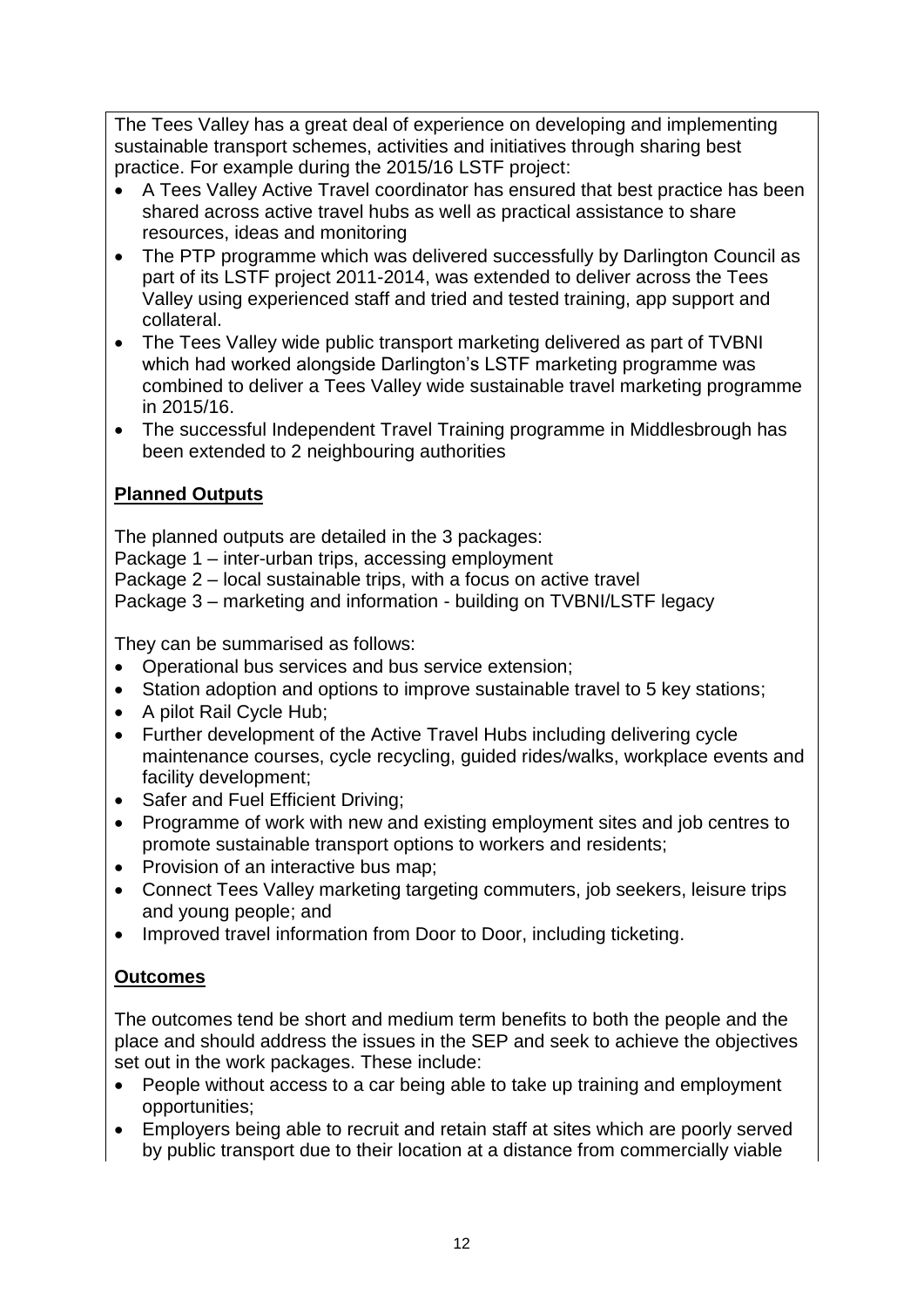The Tees Valley has a great deal of experience on developing and implementing sustainable transport schemes, activities and initiatives through sharing best practice. For example during the 2015/16 LSTF project:

- A Tees Valley Active Travel coordinator has ensured that best practice has been shared across active travel hubs as well as practical assistance to share resources, ideas and monitoring
- The PTP programme which was delivered successfully by Darlington Council as part of its LSTF project 2011-2014, was extended to deliver across the Tees Valley using experienced staff and tried and tested training, app support and collateral.
- The Tees Valley wide public transport marketing delivered as part of TVBNI which had worked alongside Darlington's LSTF marketing programme was combined to deliver a Tees Valley wide sustainable travel marketing programme in 2015/16.
- The successful Independent Travel Training programme in Middlesbrough has been extended to 2 neighbouring authorities

**Planned Outputs**

The planned outputs are detailed in the 3 packages:
Package 1 – inter-urban trips, accessing employment
Package 2 – local sustainable trips, with a focus on active travel
Package 3 – marketing and information - building on TVBNI/LSTF legacy

They can be summarised as follows:

- Operational bus services and bus service extension;
- Station adoption and options to improve sustainable travel to 5 key stations;
- A pilot Rail Cycle Hub;
- Further development of the Active Travel Hubs including delivering cycle maintenance courses, cycle recycling, guided rides/walks, workplace events and facility development;
- Safer and Fuel Efficient Driving;
- Programme of work with new and existing employment sites and job centres to promote sustainable transport options to workers and residents;
- Provision of an interactive bus map;
- Connect Tees Valley marketing targeting commuters, job seekers, leisure trips and young people; and
- Improved travel information from Door to Door, including ticketing.

**Outcomes**

The outcomes tend be short and medium term benefits to both the people and the place and should address the issues in the SEP and seek to achieve the objectives set out in the work packages. These include:

- People without access to a car being able to take up training and employment opportunities;
- Employers being able to recruit and retain staff at sites which are poorly served by public transport due to their location at a distance from commercially viable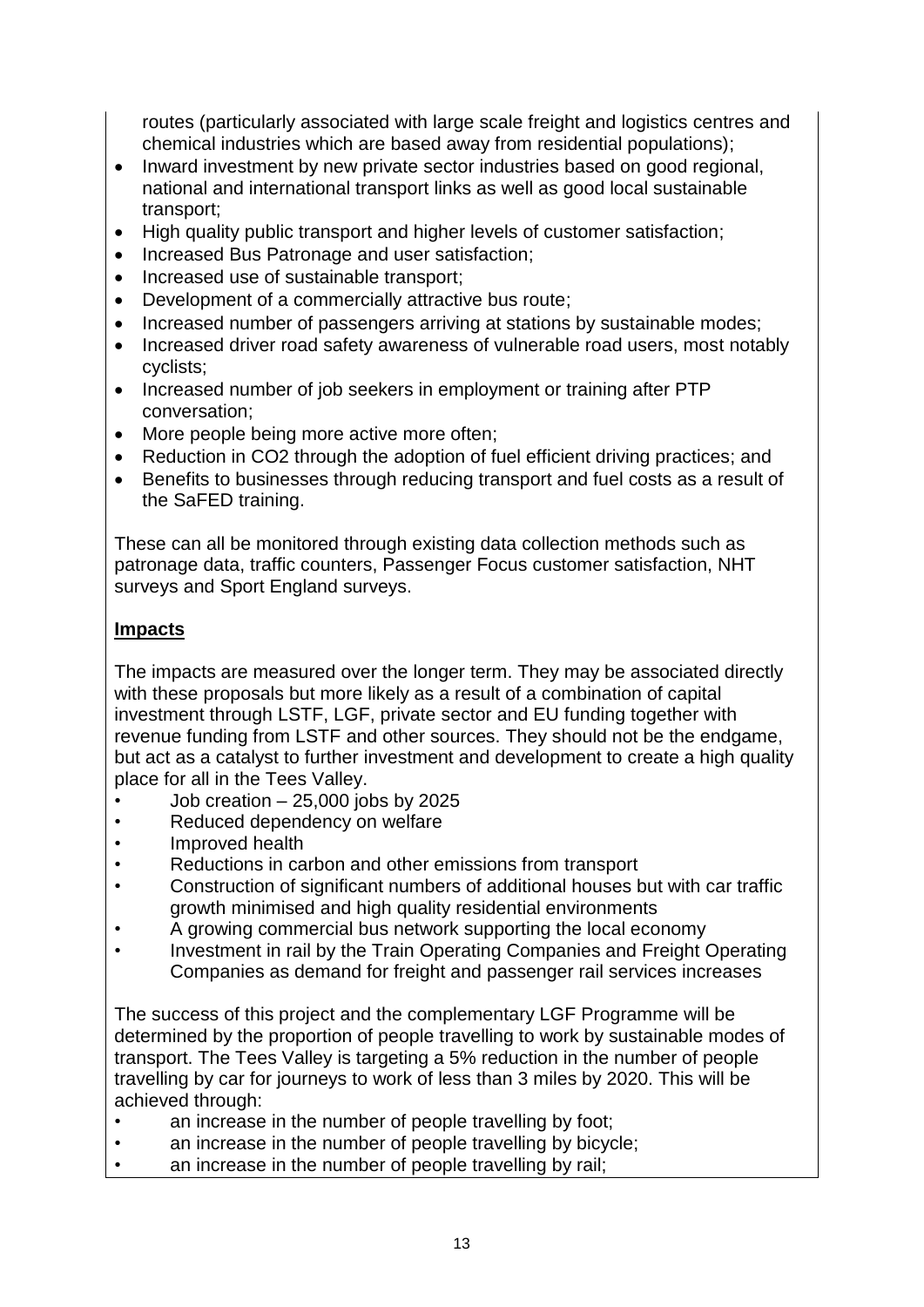routes (particularly associated with large scale freight and logistics centres and chemical industries which are based away from residential populations);

- Inward investment by new private sector industries based on good regional, national and international transport links as well as good local sustainable transport;
- High quality public transport and higher levels of customer satisfaction;
- Increased Bus Patronage and user satisfaction;
- Increased use of sustainable transport;
- Development of a commercially attractive bus route;
- Increased number of passengers arriving at stations by sustainable modes;
- Increased driver road safety awareness of vulnerable road users, most notably cyclists;
- Increased number of job seekers in employment or training after PTP conversation;
- More people being more active more often;
- Reduction in $CO_2$ through the adoption of fuel efficient driving practices; and
- Benefits to businesses through reducing transport and fuel costs as a result of the SaFED training.

These can all be monitored through existing data collection methods such as patronage data, traffic counters, Passenger Focus customer satisfaction, NHT surveys and Sport England surveys.

**Impacts**

The impacts are measured over the longer term. They may be associated directly with these proposals but more likely as a result of a combination of capital investment through LSTF, LGF, private sector and EU funding together with revenue funding from LSTF and other sources. They should not be the endgame, but act as a catalyst to further investment and development to create a high quality place for all in the Tees Valley.

- Job creation – 25,000 jobs by 2025
- Reduced dependency on welfare
- Improved health
- Reductions in carbon and other emissions from transport
- Construction of significant numbers of additional houses but with car traffic growth minimised and high quality residential environments
- A growing commercial bus network supporting the local economy
- Investment in rail by the Train Operating Companies and Freight Operating Companies as demand for freight and passenger rail services increases

The success of this project and the complementary LGF Programme will be determined by the proportion of people travelling to work by sustainable modes of transport. The Tees Valley is targeting a 5% reduction in the number of people travelling by car for journeys to work of less than 3 miles by 2020. This will be achieved through:

- an increase in the number of people travelling by foot;
- an increase in the number of people travelling by bicycle;
- an increase in the number of people travelling by rail;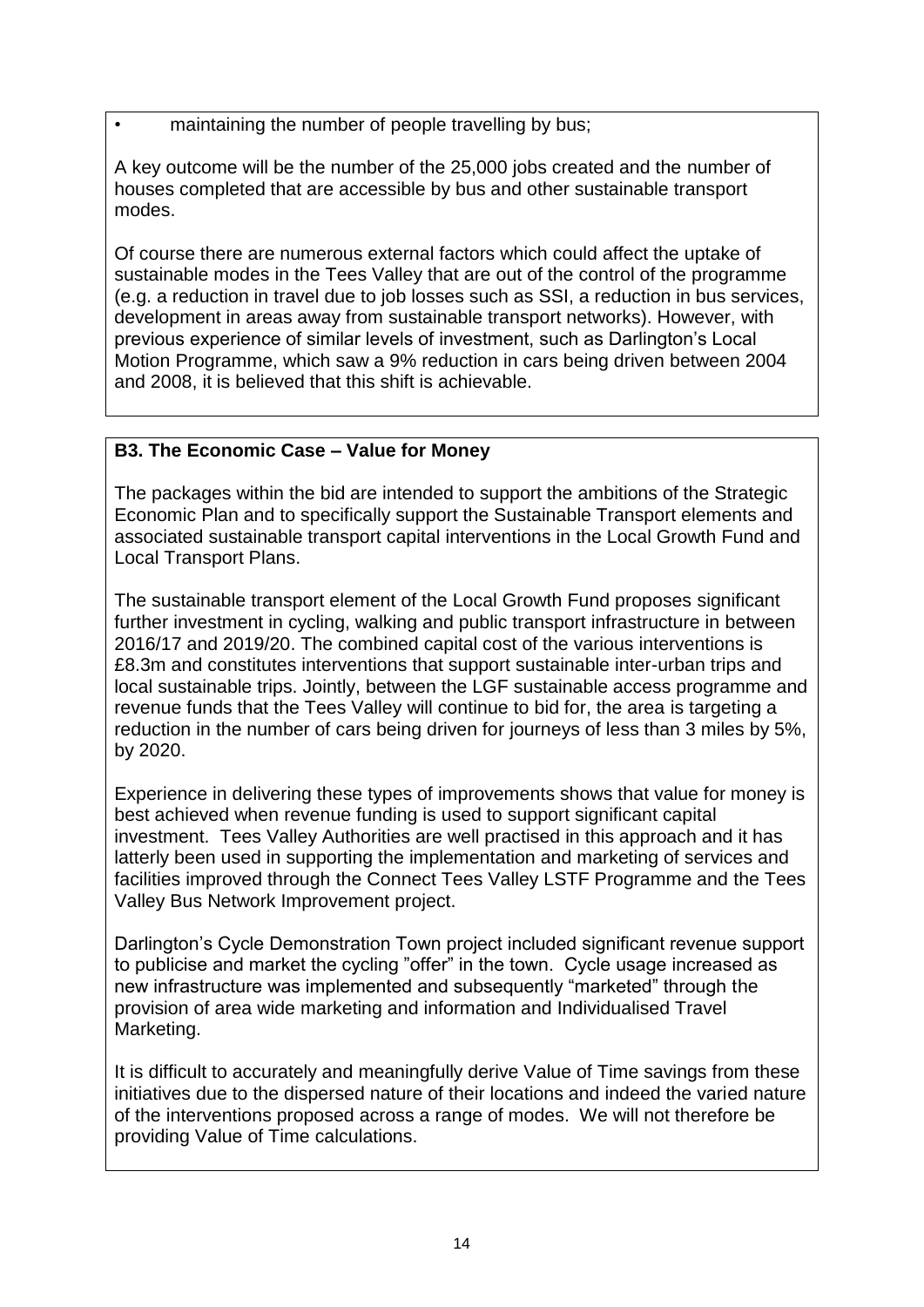- maintaining the number of people travelling by bus;

A key outcome will be the number of the 25,000 jobs created and the number of houses completed that are accessible by bus and other sustainable transport modes.

Of course there are numerous external factors which could affect the uptake of sustainable modes in the Tees Valley that are out of the control of the programme (e.g. a reduction in travel due to job losses such as SSI, a reduction in bus services, development in areas away from sustainable transport networks). However, with previous experience of similar levels of investment, such as Darlington's Local Motion Programme, which saw a 9% reduction in cars being driven between 2004 and 2008, it is believed that this shift is achievable.

**B3. The Economic Case – Value for Money**

The packages within the bid are intended to support the ambitions of the Strategic Economic Plan and to specifically support the Sustainable Transport elements and associated sustainable transport capital interventions in the Local Growth Fund and Local Transport Plans.

The sustainable transport element of the Local Growth Fund proposes significant further investment in cycling, walking and public transport infrastructure in between 2016/17 and 2019/20. The combined capital cost of the various interventions is £8.3m and constitutes interventions that support sustainable inter-urban trips and local sustainable trips. Jointly, between the LGF sustainable access programme and revenue funds that the Tees Valley will continue to bid for, the area is targeting a reduction in the number of cars being driven for journeys of less than 3 miles by 5%, by 2020.

Experience in delivering these types of improvements shows that value for money is best achieved when revenue funding is used to support significant capital investment. Tees Valley Authorities are well practised in this approach and it has latterly been used in supporting the implementation and marketing of services and facilities improved through the Connect Tees Valley LSTF Programme and the Tees Valley Bus Network Improvement project.

Darlington's Cycle Demonstration Town project included significant revenue support to publicise and market the cycling "offer" in the town. Cycle usage increased as new infrastructure was implemented and subsequently "marketed" through the provision of area wide marketing and information and Individualised Travel Marketing.

It is difficult to accurately and meaningfully derive Value of Time savings from these initiatives due to the dispersed nature of their locations and indeed the varied nature of the interventions proposed across a range of modes. We will not therefore be providing Value of Time calculations.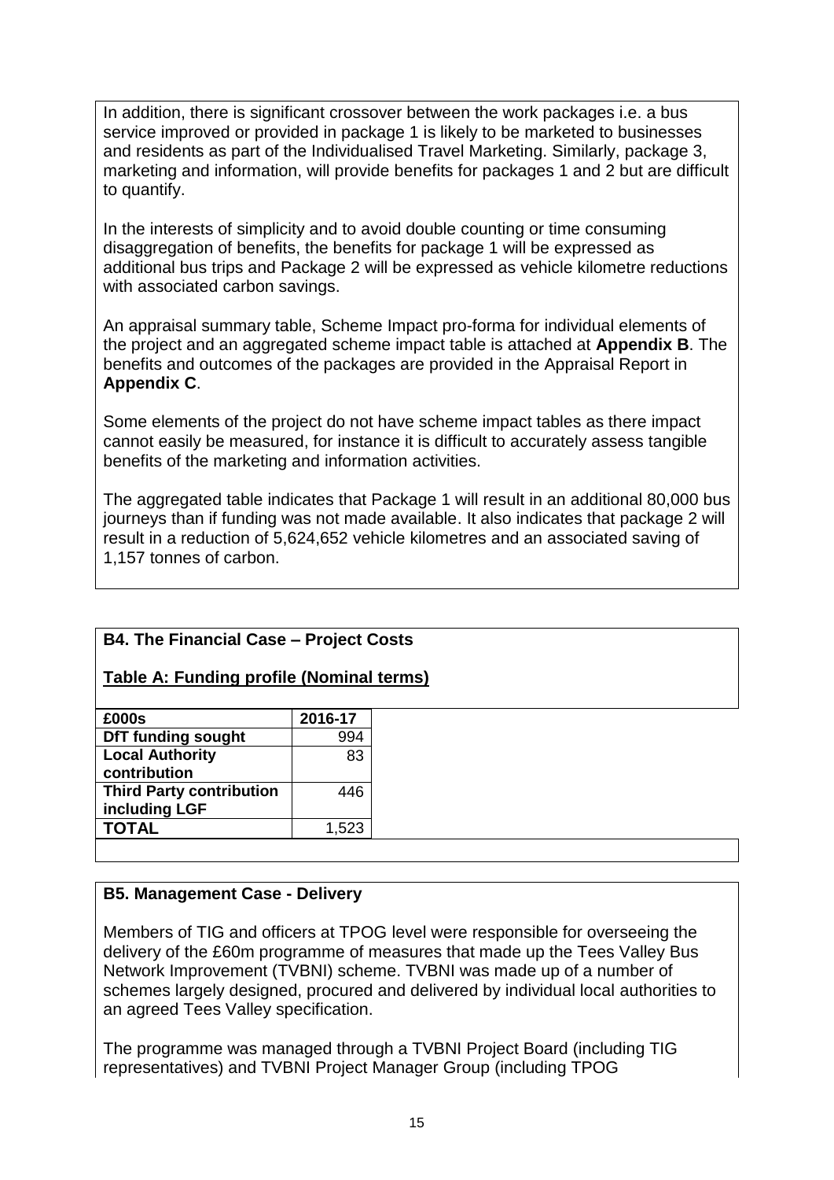In addition, there is significant crossover between the work packages i.e. a bus service improved or provided in package 1 is likely to be marketed to businesses and residents as part of the Individualised Travel Marketing. Similarly, package 3, marketing and information, will provide benefits for packages 1 and 2 but are difficult to quantify.

In the interests of simplicity and to avoid double counting or time consuming disaggregation of benefits, the benefits for package 1 will be expressed as additional bus trips and Package 2 will be expressed as vehicle kilometre reductions with associated carbon savings.

An appraisal summary table, Scheme Impact pro-forma for individual elements of the project and an aggregated scheme impact table is attached at **Appendix B**. The benefits and outcomes of the packages are provided in the Appraisal Report in **Appendix C**.

Some elements of the project do not have scheme impact tables as there impact cannot easily be measured, for instance it is difficult to accurately assess tangible benefits of the marketing and information activities.

The aggregated table indicates that Package 1 will result in an additional 80,000 bus journeys than if funding was not made available. It also indicates that package 2 will result in a reduction of 5,624,652 vehicle kilometres and an associated saving of 1,157 tonnes of carbon.

## B4. The Financial Case – Project Costs

**Table A: Funding profile (Nominal terms)**

| £000s | 2016-17 |
|---|---|
| **DfT funding sought** | 994 |
| **Local Authority contribution** | 83 |
| **Third Party contribution including LGF** | 446 |
| **TOTAL** | 1,523 |

## B5. Management Case - Delivery

Members of TIG and officers at TPOG level were responsible for overseeing the delivery of the £60m programme of measures that made up the Tees Valley Bus Network Improvement (TVBNI) scheme. TVBNI was made up of a number of schemes largely designed, procured and delivered by individual local authorities to an agreed Tees Valley specification.

The programme was managed through a TVBNI Project Board (including TIG representatives) and TVBNI Project Manager Group (including TPOG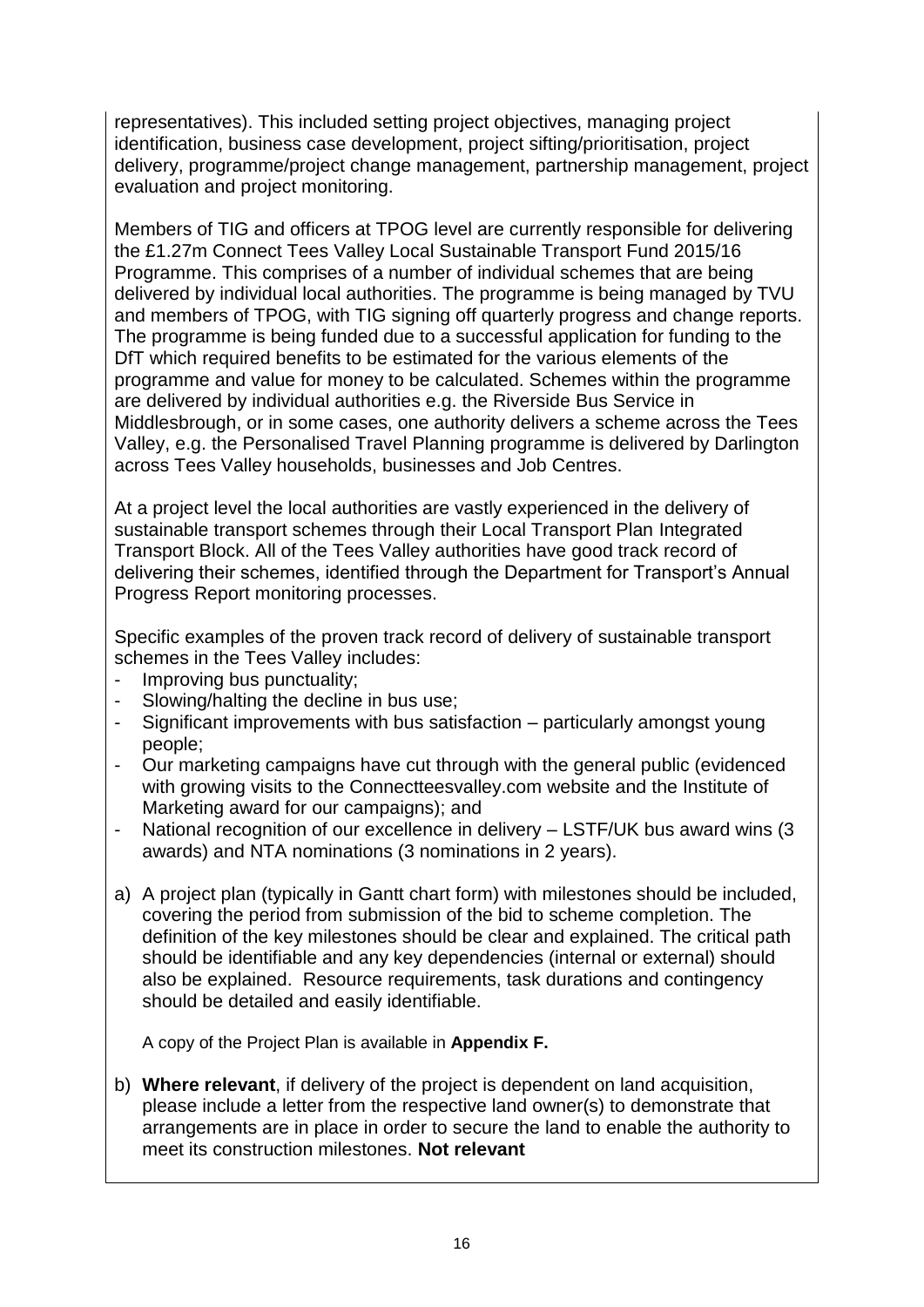representatives). This included setting project objectives, managing project identification, business case development, project sifting/prioritisation, project delivery, programme/project change management, partnership management, project evaluation and project monitoring.

Members of TIG and officers at TPOG level are currently responsible for delivering the £1.27m Connect Tees Valley Local Sustainable Transport Fund 2015/16 Programme. This comprises of a number of individual schemes that are being delivered by individual local authorities. The programme is being managed by TVU and members of TPOG, with TIG signing off quarterly progress and change reports. The programme is being funded due to a successful application for funding to the DfT which required benefits to be estimated for the various elements of the programme and value for money to be calculated. Schemes within the programme are delivered by individual authorities e.g. the Riverside Bus Service in Middlesbrough, or in some cases, one authority delivers a scheme across the Tees Valley, e.g. the Personalised Travel Planning programme is delivered by Darlington across Tees Valley households, businesses and Job Centres.

At a project level the local authorities are vastly experienced in the delivery of sustainable transport schemes through their Local Transport Plan Integrated Transport Block. All of the Tees Valley authorities have good track record of delivering their schemes, identified through the Department for Transport's Annual Progress Report monitoring processes.

Specific examples of the proven track record of delivery of sustainable transport schemes in the Tees Valley includes:

- Improving bus punctuality;
- Slowing/halting the decline in bus use;
- Significant improvements with bus satisfaction – particularly amongst young people;
- Our marketing campaigns have cut through with the general public (evidenced with growing visits to the Connectteesvalley.com website and the Institute of Marketing award for our campaigns); and
- National recognition of our excellence in delivery – LSTF/UK bus award wins (3 awards) and NTA nominations (3 nominations in 2 years).

a) A project plan (typically in Gantt chart form) with milestones should be included, covering the period from submission of the bid to scheme completion. The definition of the key milestones should be clear and explained. The critical path should be identifiable and any key dependencies (internal or external) should also be explained. Resource requirements, task durations and contingency should be detailed and easily identifiable.

   A copy of the Project Plan is available in **Appendix F.**

b) **Where relevant**, if delivery of the project is dependent on land acquisition, please include a letter from the respective land owner(s) to demonstrate that arrangements are in place in order to secure the land to enable the authority to meet its construction milestones. **Not relevant**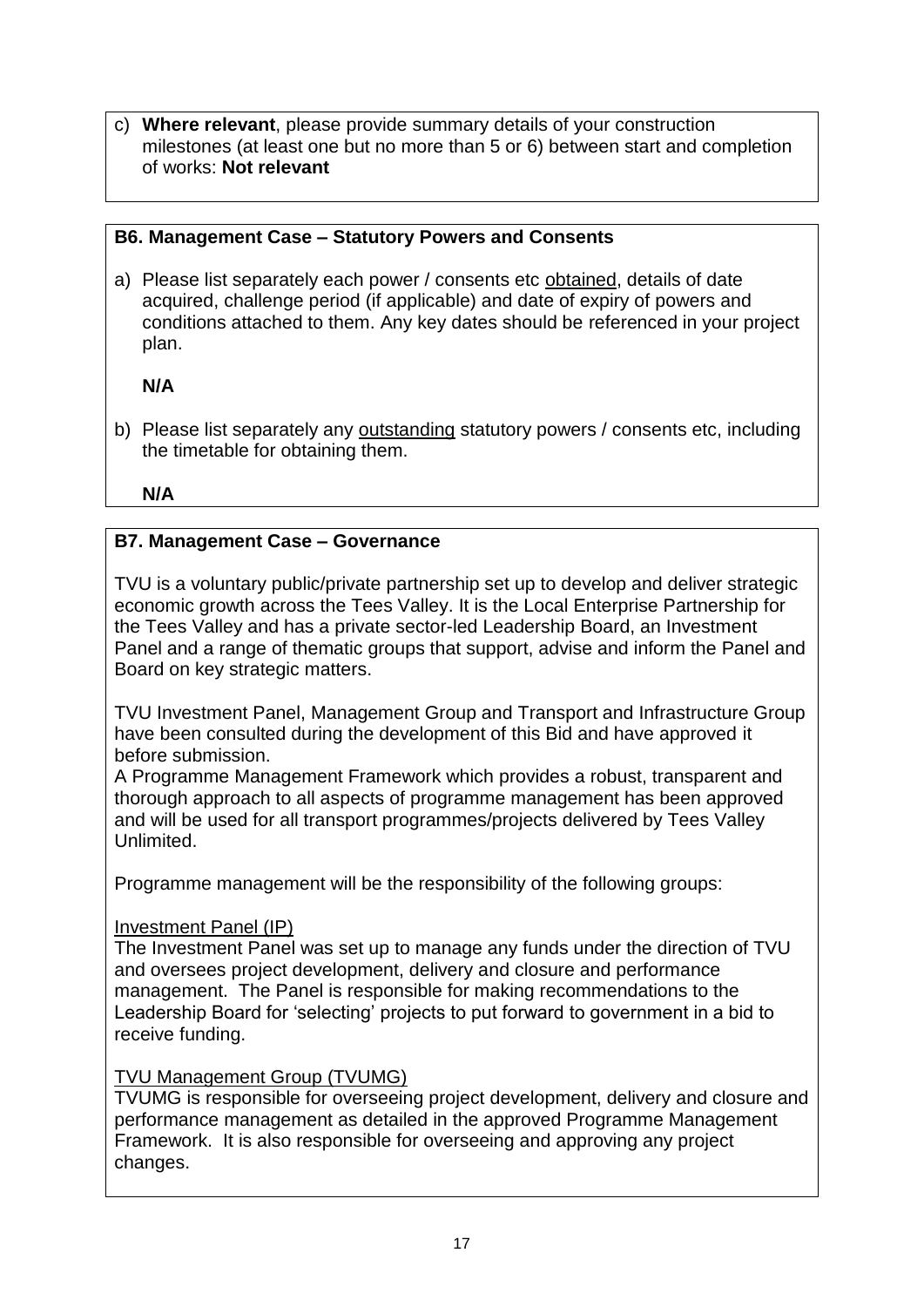c) **Where relevant**, please provide summary details of your construction milestones (at least one but no more than 5 or 6) between start and completion of works: **Not relevant**

**B6. Management Case – Statutory Powers and Consents**

a) Please list separately each power / consents etc obtained, details of date acquired, challenge period (if applicable) and date of expiry of powers and conditions attached to them. Any key dates should be referenced in your project plan.

**N/A**

b) Please list separately any outstanding statutory powers / consents etc, including the timetable for obtaining them.

**N/A**

**B7. Management Case – Governance**

TVU is a voluntary public/private partnership set up to develop and deliver strategic economic growth across the Tees Valley. It is the Local Enterprise Partnership for the Tees Valley and has a private sector-led Leadership Board, an Investment Panel and a range of thematic groups that support, advise and inform the Panel and Board on key strategic matters.

TVU Investment Panel, Management Group and Transport and Infrastructure Group have been consulted during the development of this Bid and have approved it before submission.
A Programme Management Framework which provides a robust, transparent and thorough approach to all aspects of programme management has been approved and will be used for all transport programmes/projects delivered by Tees Valley Unlimited.

Programme management will be the responsibility of the following groups:

Investment Panel (IP)
The Investment Panel was set up to manage any funds under the direction of TVU and oversees project development, delivery and closure and performance management. The Panel is responsible for making recommendations to the Leadership Board for 'selecting' projects to put forward to government in a bid to receive funding.

TVU Management Group (TVUMG)
TVUMG is responsible for overseeing project development, delivery and closure and performance management as detailed in the approved Programme Management Framework. It is also responsible for overseeing and approving any project changes.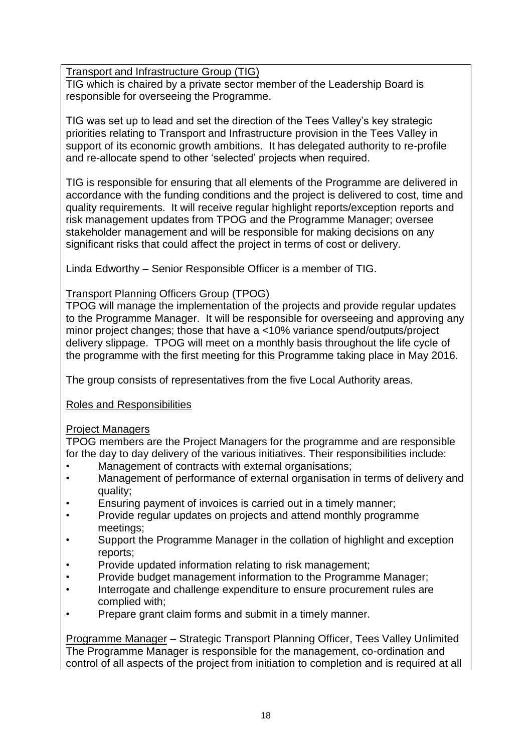Transport and Infrastructure Group (TIG)

TIG which is chaired by a private sector member of the Leadership Board is responsible for overseeing the Programme.

TIG was set up to lead and set the direction of the Tees Valley's key strategic priorities relating to Transport and Infrastructure provision in the Tees Valley in support of its economic growth ambitions. It has delegated authority to re-profile and re-allocate spend to other 'selected' projects when required.

TIG is responsible for ensuring that all elements of the Programme are delivered in accordance with the funding conditions and the project is delivered to cost, time and quality requirements. It will receive regular highlight reports/exception reports and risk management updates from TPOG and the Programme Manager; oversee stakeholder management and will be responsible for making decisions on any significant risks that could affect the project in terms of cost or delivery.

Linda Edworthy – Senior Responsible Officer is a member of TIG.

Transport Planning Officers Group (TPOG)

TPOG will manage the implementation of the projects and provide regular updates to the Programme Manager. It will be responsible for overseeing and approving any minor project changes; those that have a <10% variance spend/outputs/project delivery slippage. TPOG will meet on a monthly basis throughout the life cycle of the programme with the first meeting for this Programme taking place in May 2016.

The group consists of representatives from the five Local Authority areas.

Roles and Responsibilities

Project Managers

TPOG members are the Project Managers for the programme and are responsible for the day to day delivery of the various initiatives. Their responsibilities include:

- Management of contracts with external organisations;
- Management of performance of external organisation in terms of delivery and quality;
- Ensuring payment of invoices is carried out in a timely manner;
- Provide regular updates on projects and attend monthly programme meetings;
- Support the Programme Manager in the collation of highlight and exception reports;
- Provide updated information relating to risk management;
- Provide budget management information to the Programme Manager;
- Interrogate and challenge expenditure to ensure procurement rules are complied with;
- Prepare grant claim forms and submit in a timely manner.

Programme Manager – Strategic Transport Planning Officer, Tees Valley Unlimited

The Programme Manager is responsible for the management, co-ordination and control of all aspects of the project from initiation to completion and is required at all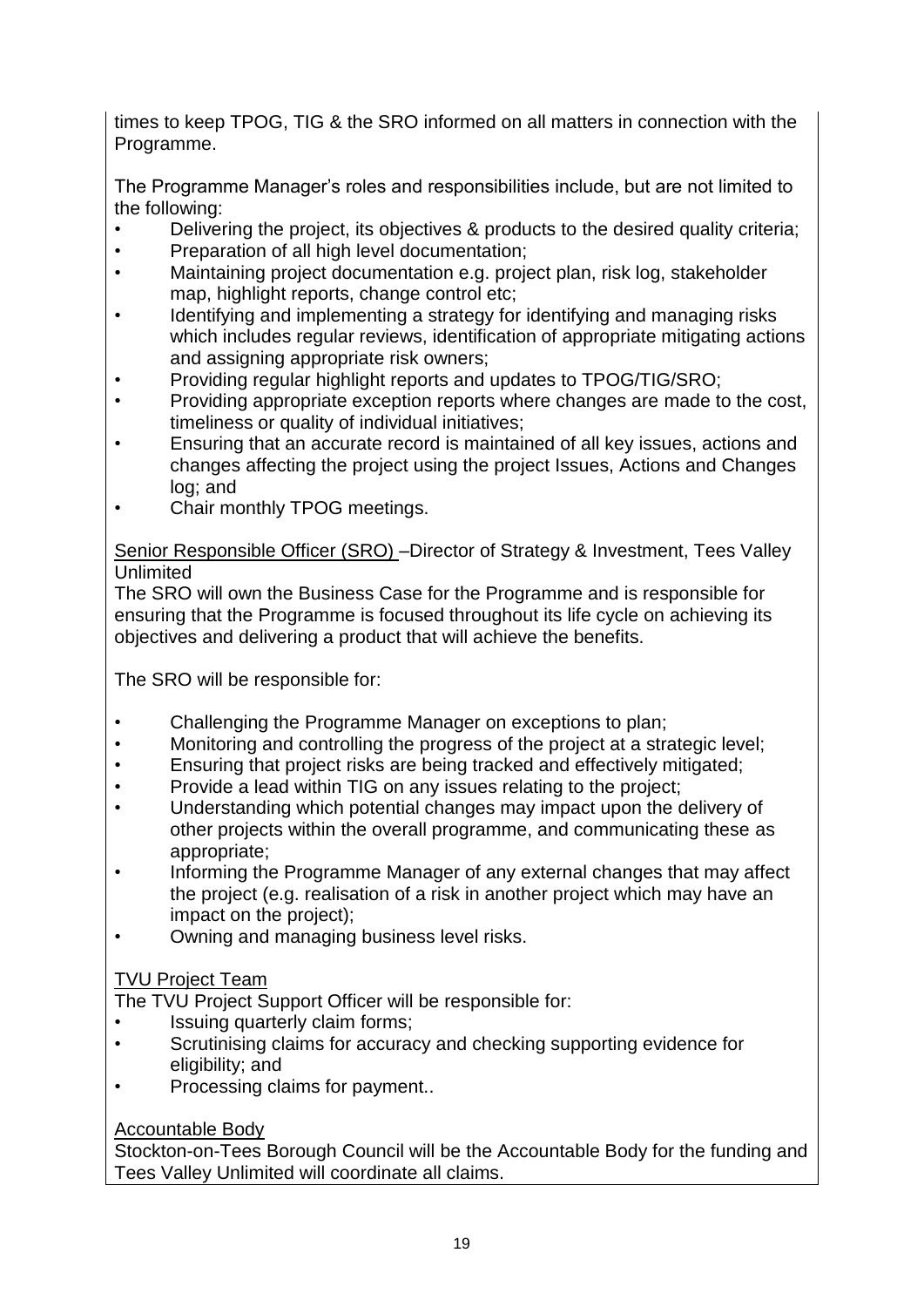times to keep TPOG, TIG & the SRO informed on all matters in connection with the Programme.

The Programme Manager's roles and responsibilities include, but are not limited to the following:

- Delivering the project, its objectives & products to the desired quality criteria;
- Preparation of all high level documentation;
- Maintaining project documentation e.g. project plan, risk log, stakeholder map, highlight reports, change control etc;
- Identifying and implementing a strategy for identifying and managing risks which includes regular reviews, identification of appropriate mitigating actions and assigning appropriate risk owners;
- Providing regular highlight reports and updates to TPOG/TIG/SRO;
- Providing appropriate exception reports where changes are made to the cost, timeliness or quality of individual initiatives;
- Ensuring that an accurate record is maintained of all key issues, actions and changes affecting the project using the project Issues, Actions and Changes log; and
- Chair monthly TPOG meetings.

<u>Senior Responsible Officer (SRO)</u> –Director of Strategy & Investment, Tees Valley Unlimited

The SRO will own the Business Case for the Programme and is responsible for ensuring that the Programme is focused throughout its life cycle on achieving its objectives and delivering a product that will achieve the benefits.

The SRO will be responsible for:

- Challenging the Programme Manager on exceptions to plan;
- Monitoring and controlling the progress of the project at a strategic level;
- Ensuring that project risks are being tracked and effectively mitigated;
- Provide a lead within TIG on any issues relating to the project;
- Understanding which potential changes may impact upon the delivery of other projects within the overall programme, and communicating these as appropriate;
- Informing the Programme Manager of any external changes that may affect the project (e.g. realisation of a risk in another project which may have an impact on the project);
- Owning and managing business level risks.

<u>TVU Project Team</u>

The TVU Project Support Officer will be responsible for:

- Issuing quarterly claim forms;
- Scrutinising claims for accuracy and checking supporting evidence for eligibility; and
- Processing claims for payment..

<u>Accountable Body</u>

Stockton-on-Tees Borough Council will be the Accountable Body for the funding and Tees Valley Unlimited will coordinate all claims.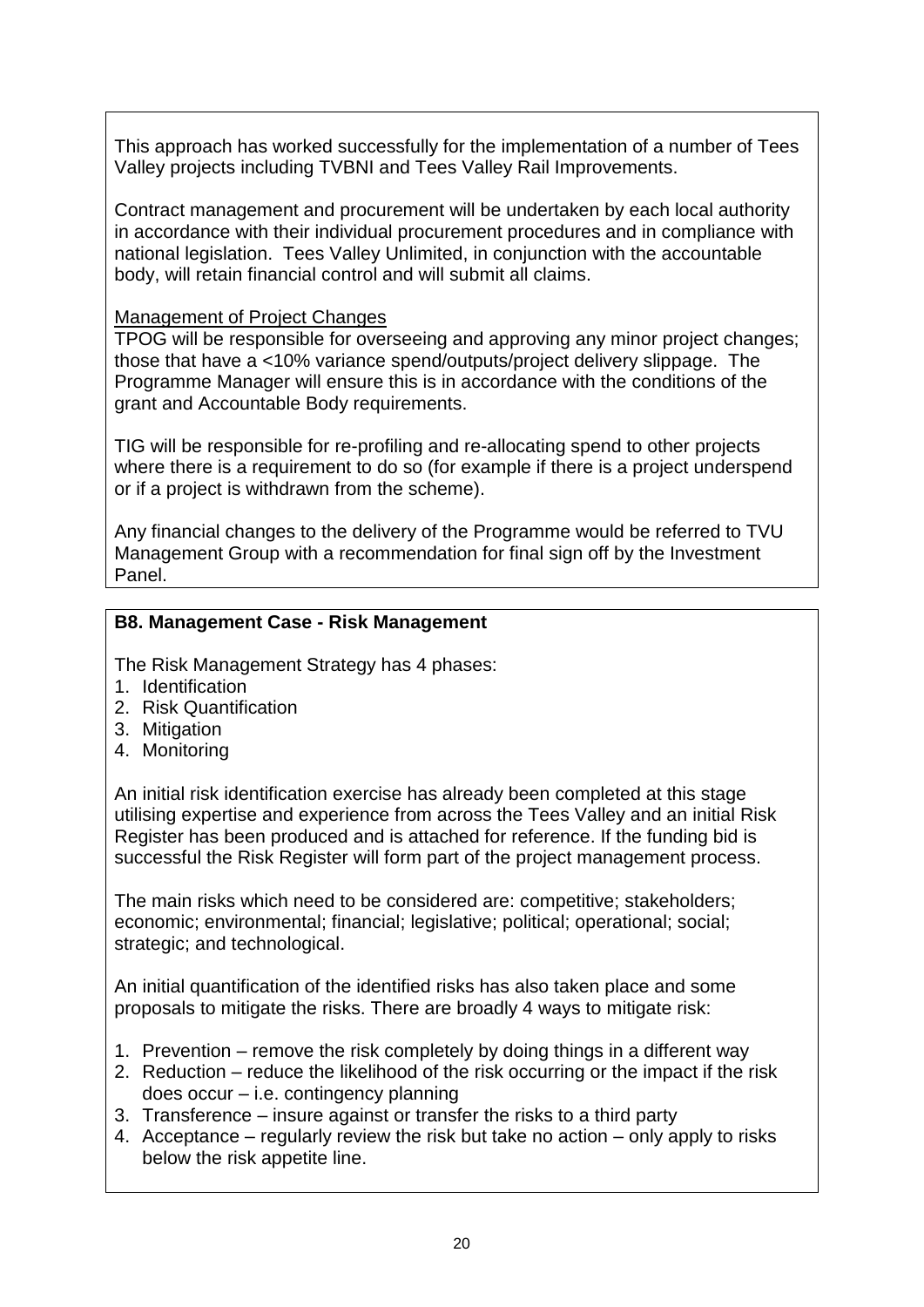This approach has worked successfully for the implementation of a number of Tees Valley projects including TVBNI and Tees Valley Rail Improvements.

Contract management and procurement will be undertaken by each local authority in accordance with their individual procurement procedures and in compliance with national legislation. Tees Valley Unlimited, in conjunction with the accountable body, will retain financial control and will submit all claims.

Management of Project Changes

TPOG will be responsible for overseeing and approving any minor project changes; those that have a <10% variance spend/outputs/project delivery slippage. The Programme Manager will ensure this is in accordance with the conditions of the grant and Accountable Body requirements.

TIG will be responsible for re-profiling and re-allocating spend to other projects where there is a requirement to do so (for example if there is a project underspend or if a project is withdrawn from the scheme).

Any financial changes to the delivery of the Programme would be referred to TVU Management Group with a recommendation for final sign off by the Investment Panel.

**B8. Management Case - Risk Management**

The Risk Management Strategy has 4 phases:

1. Identification
2. Risk Quantification
3. Mitigation
4. Monitoring

An initial risk identification exercise has already been completed at this stage utilising expertise and experience from across the Tees Valley and an initial Risk Register has been produced and is attached for reference. If the funding bid is successful the Risk Register will form part of the project management process.

The main risks which need to be considered are: competitive; stakeholders; economic; environmental; financial; legislative; political; operational; social; strategic; and technological.

An initial quantification of the identified risks has also taken place and some proposals to mitigate the risks. There are broadly 4 ways to mitigate risk:

1. Prevention – remove the risk completely by doing things in a different way
2. Reduction – reduce the likelihood of the risk occurring or the impact if the risk does occur – i.e. contingency planning
3. Transference – insure against or transfer the risks to a third party
4. Acceptance – regularly review the risk but take no action – only apply to risks below the risk appetite line.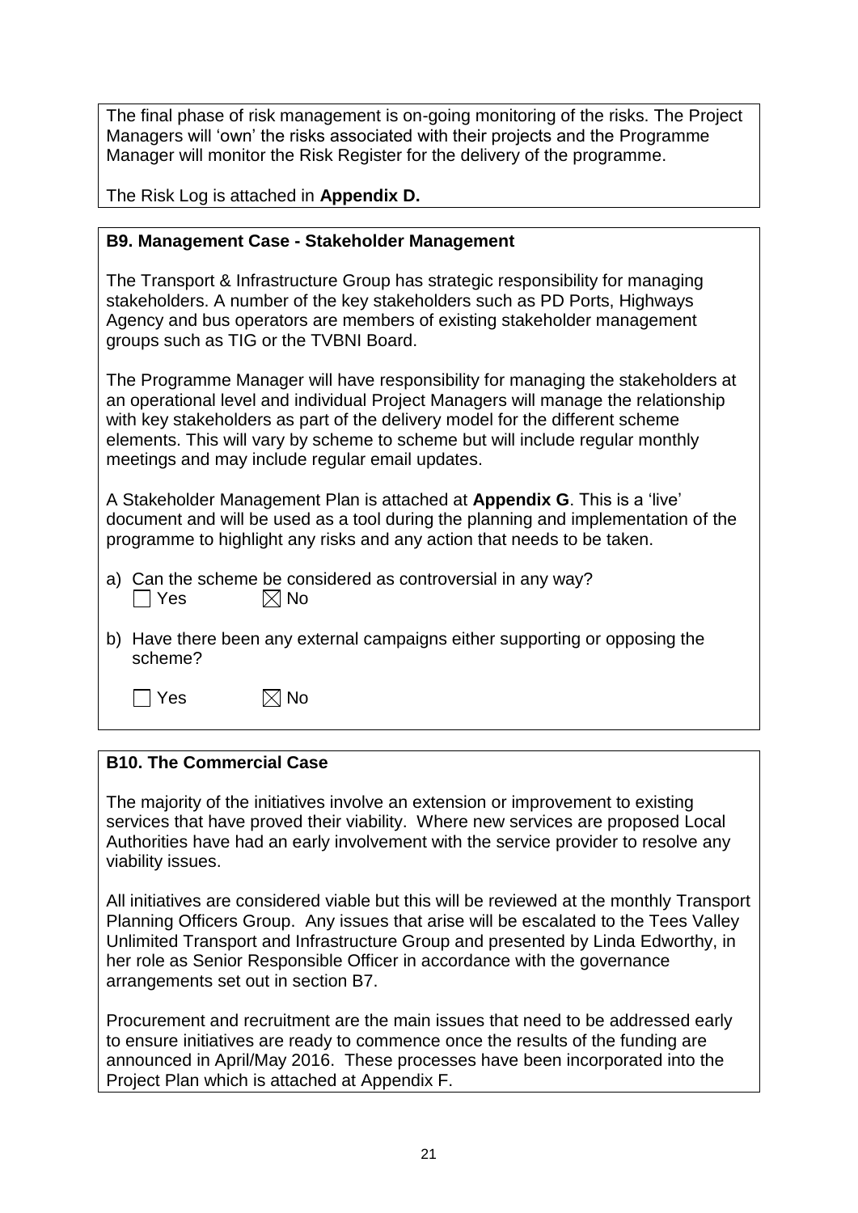The final phase of risk management is on-going monitoring of the risks. The Project Managers will 'own' the risks associated with their projects and the Programme Manager will monitor the Risk Register for the delivery of the programme.

The Risk Log is attached in **Appendix D.**

**B9. Management Case - Stakeholder Management**

The Transport & Infrastructure Group has strategic responsibility for managing stakeholders. A number of the key stakeholders such as PD Ports, Highways Agency and bus operators are members of existing stakeholder management groups such as TIG or the TVBNI Board.

The Programme Manager will have responsibility for managing the stakeholders at an operational level and individual Project Managers will manage the relationship with key stakeholders as part of the delivery model for the different scheme elements. This will vary by scheme to scheme but will include regular monthly meetings and may include regular email updates.

A Stakeholder Management Plan is attached at **Appendix G**. This is a 'live' document and will be used as a tool during the planning and implementation of the programme to highlight any risks and any action that needs to be taken.

a) Can the scheme be considered as controversial in any way?
   ☐ Yes ☒ No

b) Have there been any external campaigns either supporting or opposing the scheme?

   ☐ Yes ☒ No

**B10. The Commercial Case**

The majority of the initiatives involve an extension or improvement to existing services that have proved their viability. Where new services are proposed Local Authorities have had an early involvement with the service provider to resolve any viability issues.

All initiatives are considered viable but this will be reviewed at the monthly Transport Planning Officers Group. Any issues that arise will be escalated to the Tees Valley Unlimited Transport and Infrastructure Group and presented by Linda Edworthy, in her role as Senior Responsible Officer in accordance with the governance arrangements set out in section B7.

Procurement and recruitment are the main issues that need to be addressed early to ensure initiatives are ready to commence once the results of the funding are announced in April/May 2016. These processes have been incorporated into the Project Plan which is attached at Appendix F.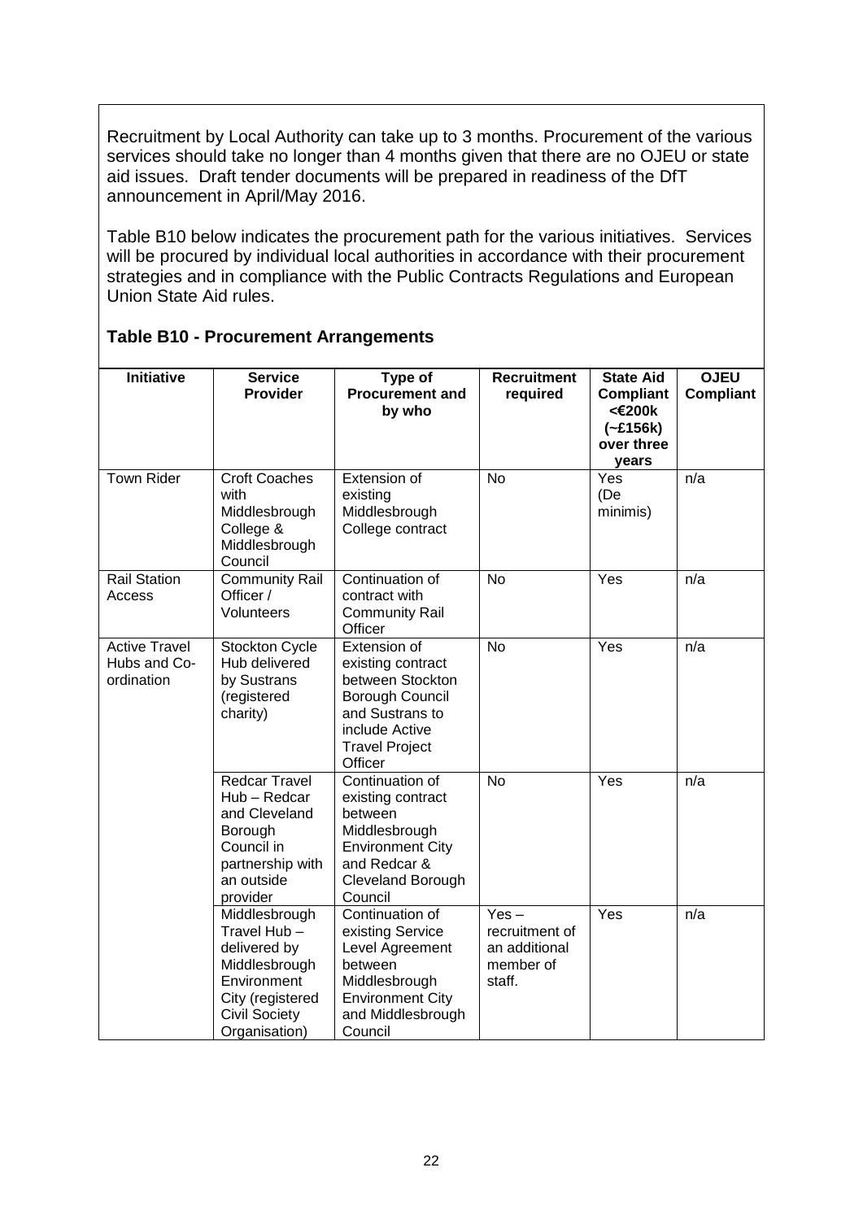Recruitment by Local Authority can take up to 3 months. Procurement of the various services should take no longer than 4 months given that there are no OJEU or state aid issues. Draft tender documents will be prepared in readiness of the DfT announcement in April/May 2016.

Table B10 below indicates the procurement path for the various initiatives. Services will be procured by individual local authorities in accordance with their procurement strategies and in compliance with the Public Contracts Regulations and European Union State Aid rules.

**Table B10 - Procurement Arrangements**

| Initiative | Service Provider | Type of Procurement and by who | Recruitment required | State Aid Compliant <€200k (~£156k) over three years | OJEU Compliant |
|---|---|---|---|---|---|
| Town Rider | Croft Coaches with Middlesbrough College & Middlesbrough Council | Extension of existing Middlesbrough College contract | No | Yes (De minimis) | n/a |
| Rail Station Access | Community Rail Officer / Volunteers | Continuation of contract with Community Rail Officer | No | Yes | n/a |
| Active Travel Hubs and Co-ordination | Stockton Cycle Hub delivered by Sustrans (registered charity) | Extension of existing contract between Stockton Borough Council and Sustrans to include Active Travel Project Officer | No | Yes | n/a |
| | Redcar Travel Hub – Redcar and Cleveland Borough Council in partnership with an outside provider | Continuation of existing contract between Middlesbrough Environment City and Redcar & Cleveland Borough Council | No | Yes | n/a |
| | Middlesbrough Travel Hub – delivered by Middlesbrough Environment City (registered Civil Society Organisation) | Continuation of existing Service Level Agreement between Middlesbrough Environment City and Middlesbrough Council | Yes – recruitment of an additional member of staff. | Yes | n/a |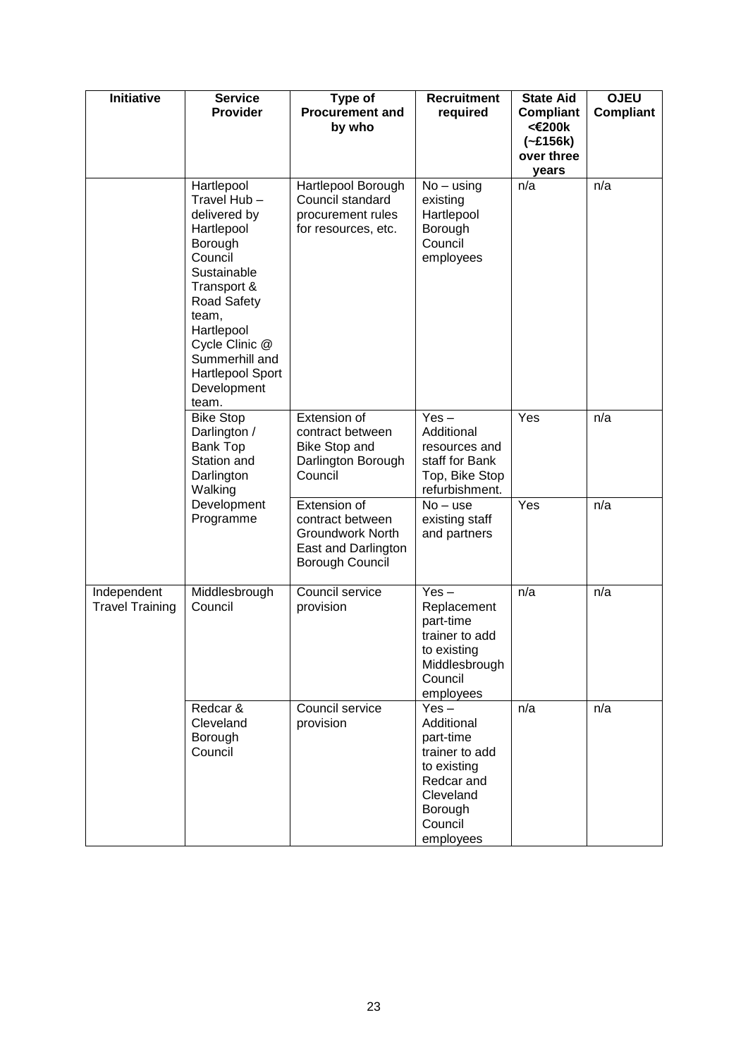| Initiative | Service Provider | Type of Procurement and by who | Recruitment required | State Aid Compliant <€200k (~£156k) over three years | OJEU Compliant |
|---|---|---|---|---|---|
| | Hartlepool Travel Hub – delivered by Hartlepool Borough Council Sustainable Transport & Road Safety team, Hartlepool Cycle Clinic @ Summerhill and Hartlepool Sport Development team. | Hartlepool Borough Council standard procurement rules for resources, etc. | No – using existing Hartlepool Borough Council employees | n/a | n/a |
| | Bike Stop Darlington / Bank Top Station and Darlington Walking Development Programme | Extension of contract between Bike Stop and Darlington Borough Council | Yes – Additional resources and staff for Bank Top, Bike Stop refurbishment. | Yes | n/a |
| | | Extension of contract between Groundwork North East and Darlington Borough Council | No – use existing staff and partners | Yes | n/a |
| Independent Travel Training | Middlesbrough Council | Council service provision | Yes – Replacement part-time trainer to add to existing Middlesbrough Council employees | n/a | n/a |
| | Redcar & Cleveland Borough Council | Council service provision | Yes – Additional part-time trainer to add to existing Redcar and Cleveland Borough Council employees | n/a | n/a |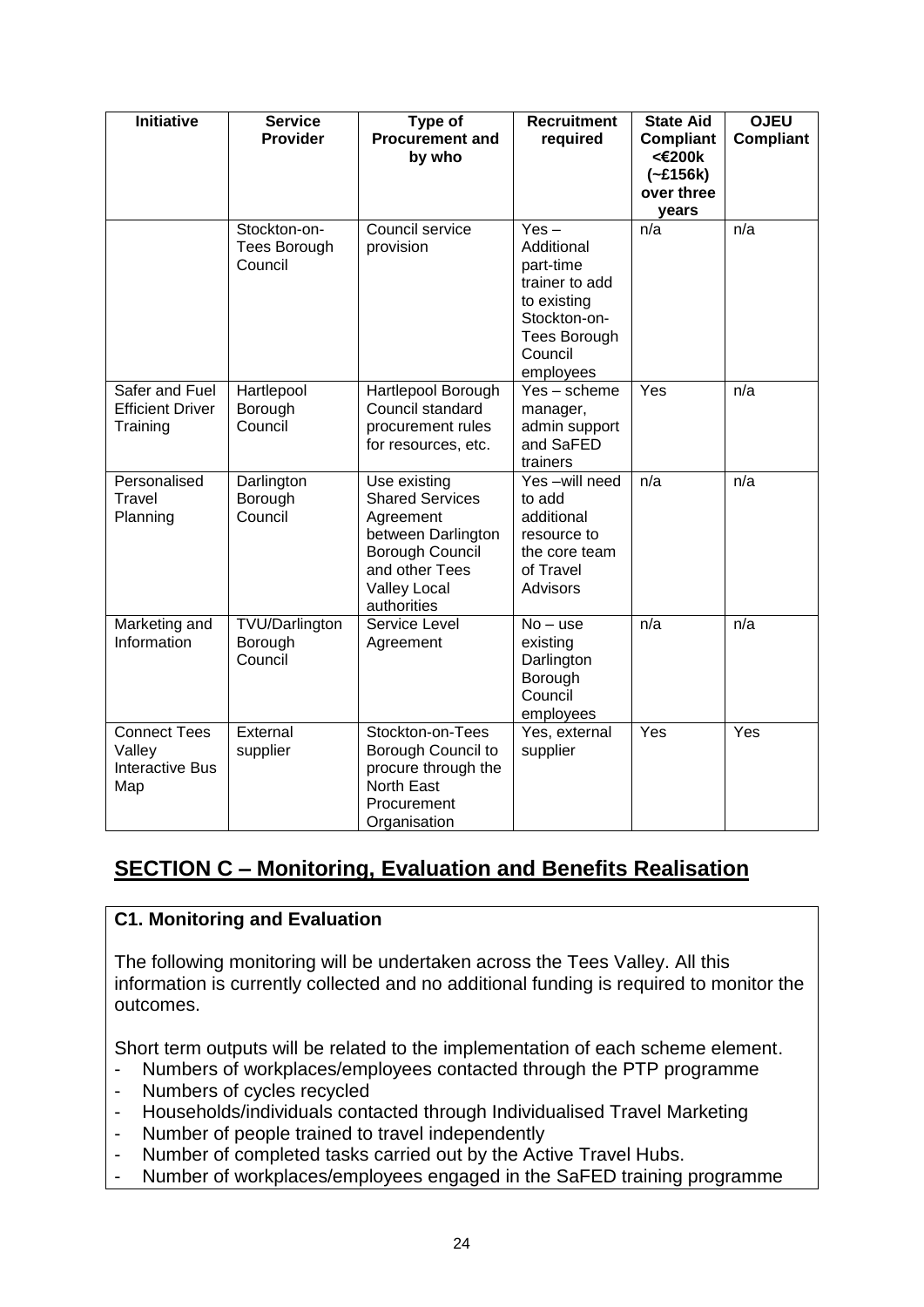| Initiative | Service Provider | Type of Procurement and by who | Recruitment required | State Aid Compliant <€200k (~£156k) over three years | OJEU Compliant |
|---|---|---|---|---|---|
| | Stockton-on-Tees Borough Council | Council service provision | Yes – Additional part-time trainer to add to existing Stockton-on-Tees Borough Council employees | n/a | n/a |
| Safer and Fuel Efficient Driver Training | Hartlepool Borough Council | Hartlepool Borough Council standard procurement rules for resources, etc. | Yes – scheme manager, admin support and SaFED trainers | Yes | n/a |
| Personalised Travel Planning | Darlington Borough Council | Use existing Shared Services Agreement between Darlington Borough Council and other Tees Valley Local authorities | Yes –will need to add additional resource to the core team of Travel Advisors | n/a | n/a |
| Marketing and Information | TVU/Darlington Borough Council | Service Level Agreement | No – use existing Darlington Borough Council employees | n/a | n/a |
| Connect Tees Valley Interactive Bus Map | External supplier | Stockton-on-Tees Borough Council to procure through the North East Procurement Organisation | Yes, external supplier | Yes | Yes |

## SECTION C – Monitoring, Evaluation and Benefits Realisation

### C1. Monitoring and Evaluation

The following monitoring will be undertaken across the Tees Valley. All this information is currently collected and no additional funding is required to monitor the outcomes.

Short term outputs will be related to the implementation of each scheme element.

- Numbers of workplaces/employees contacted through the PTP programme
- Numbers of cycles recycled
- Households/individuals contacted through Individualised Travel Marketing
- Number of people trained to travel independently
- Number of completed tasks carried out by the Active Travel Hubs.
- Number of workplaces/employees engaged in the SaFED training programme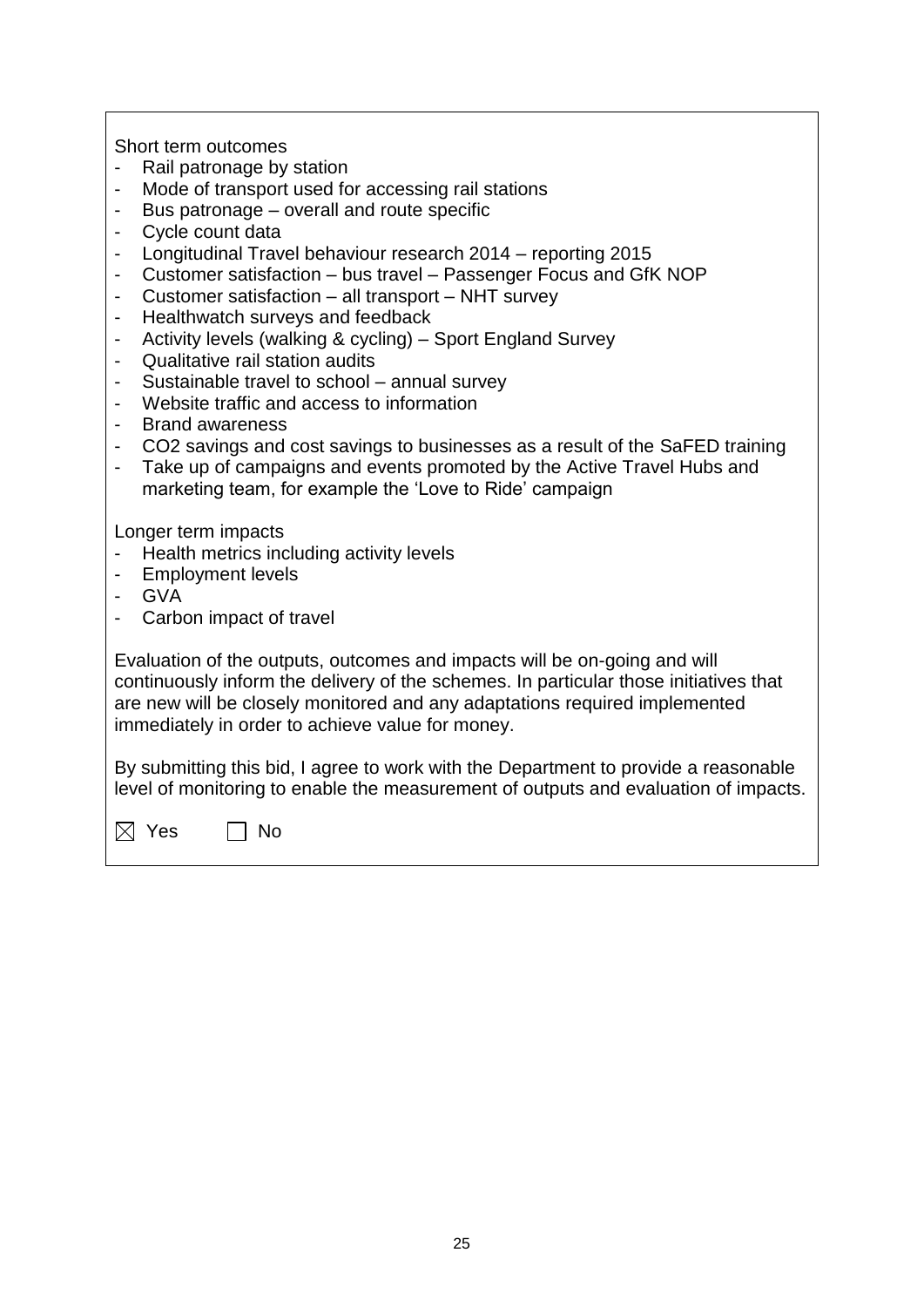Short term outcomes

- Rail patronage by station
- Mode of transport used for accessing rail stations
- Bus patronage – overall and route specific
- Cycle count data
- Longitudinal Travel behaviour research 2014 – reporting 2015
- Customer satisfaction – bus travel – Passenger Focus and GfK NOP
- Customer satisfaction – all transport – NHT survey
- Healthwatch surveys and feedback
- Activity levels (walking & cycling) – Sport England Survey
- Qualitative rail station audits
- Sustainable travel to school – annual survey
- Website traffic and access to information
- Brand awareness
- CO2 savings and cost savings to businesses as a result of the SaFED training
- Take up of campaigns and events promoted by the Active Travel Hubs and marketing team, for example the 'Love to Ride' campaign

Longer term impacts

- Health metrics including activity levels
- Employment levels
- GVA
- Carbon impact of travel

Evaluation of the outputs, outcomes and impacts will be on-going and will continuously inform the delivery of the schemes. In particular those initiatives that are new will be closely monitored and any adaptations required implemented immediately in order to achieve value for money.

By submitting this bid, I agree to work with the Department to provide a reasonable level of monitoring to enable the measurement of outputs and evaluation of impacts.

☒ Yes ☐ No